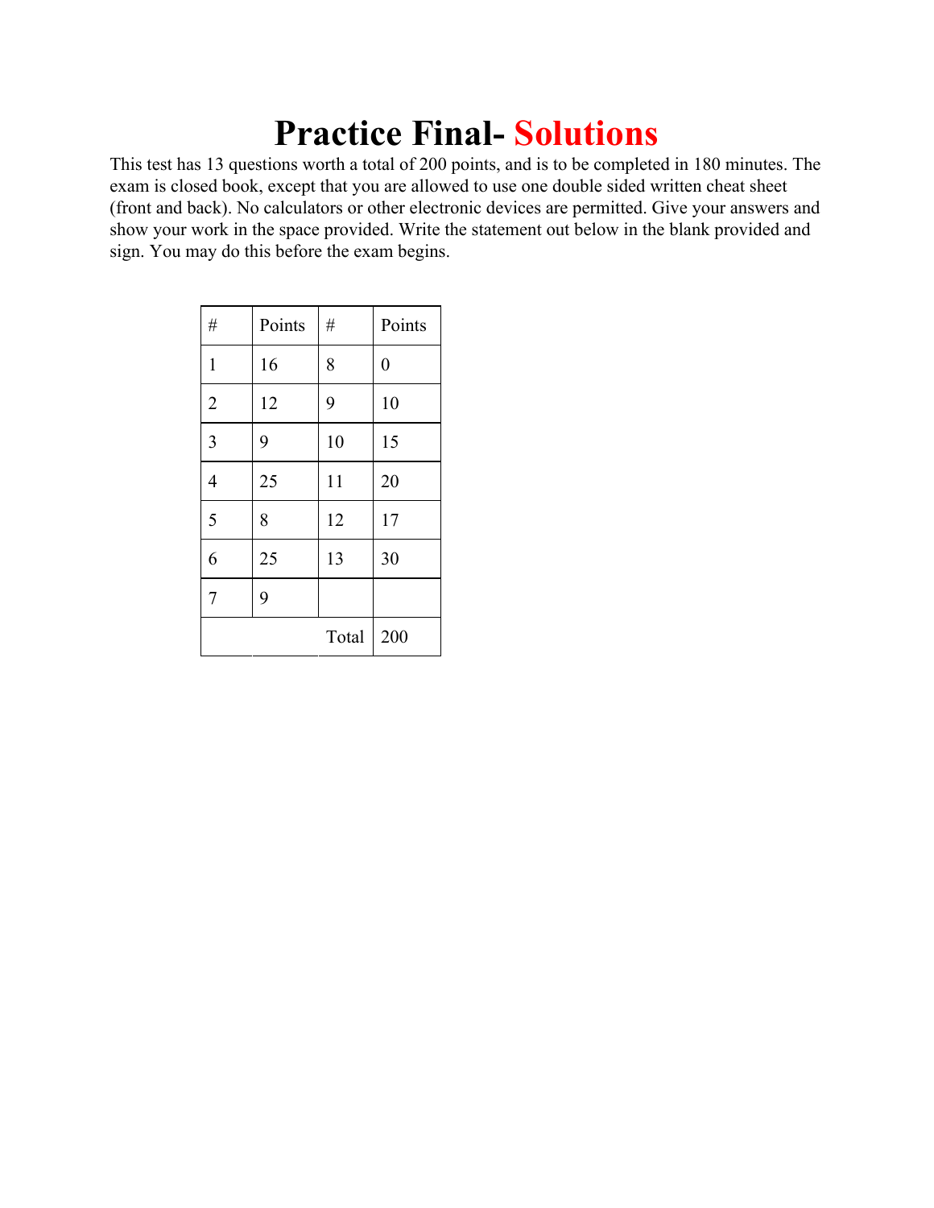# Practice Final- Solutions

This test has 13 questions worth a total of 200 points, and is to be completed in 180 minutes. The exam is closed book, except that you are allowed to use one double sided written cheat sheet (front and back). No calculators or other electronic devices are permitted. Give your answers and show your work in the space provided. Write the statement out below in the blank provided and sign. You may do this before the exam begins.

| # | Points | # | Points |
|---|---|---|---|
| 1 | 16 | 8 | 0 |
| 2 | 12 | 9 | 10 |
| 3 | 9 | 10 | 15 |
| 4 | 25 | 11 | 20 |
| 5 | 8 | 12 | 17 |
| 6 | 25 | 13 | 30 |
| 7 | 9 | | |
| | | Total | 200 |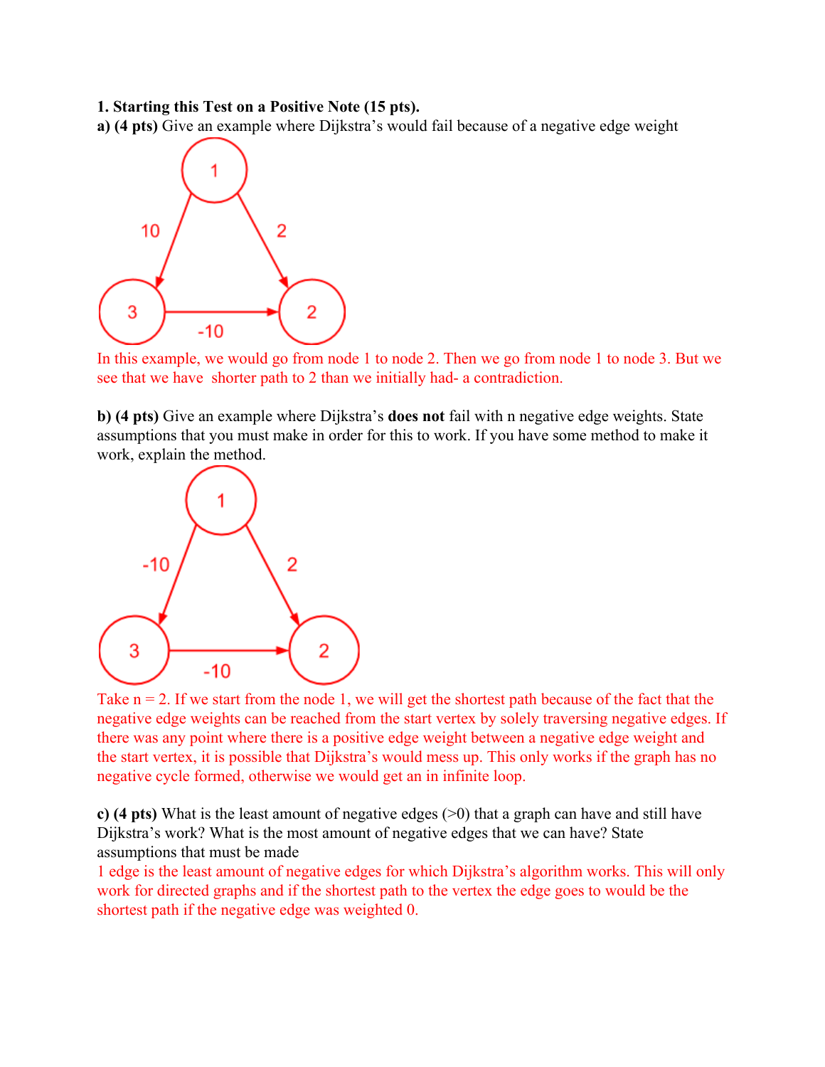**1. Starting this Test on a Positive Note (15 pts).**

**a) (4 pts)** Give an example where Dijkstra's would fail because of a negative edge weight

In this example, we would go from node 1 to node 2. Then we go from node 1 to node 3. But we see that we have shorter path to 2 than we initially had- a contradiction.

**b) (4 pts)** Give an example where Dijkstra's **does not** fail with n negative edge weights. State assumptions that you must make in order for this to work. If you have some method to make it work, explain the method.

Take n = 2. If we start from the node 1, we will get the shortest path because of the fact that the negative edge weights can be reached from the start vertex by solely traversing negative edges. If there was any point where there is a positive edge weight between a negative edge weight and the start vertex, it is possible that Dijkstra's would mess up. This only works if the graph has no negative cycle formed, otherwise we would get an in infinite loop.

**c) (4 pts)** What is the least amount of negative edges (>0) that a graph can have and still have Dijkstra's work? What is the most amount of negative edges that we can have? State assumptions that must be made

1 edge is the least amount of negative edges for which Dijkstra's algorithm works. This will only work for directed graphs and if the shortest path to the vertex the edge goes to would be the shortest path if the negative edge was weighted 0.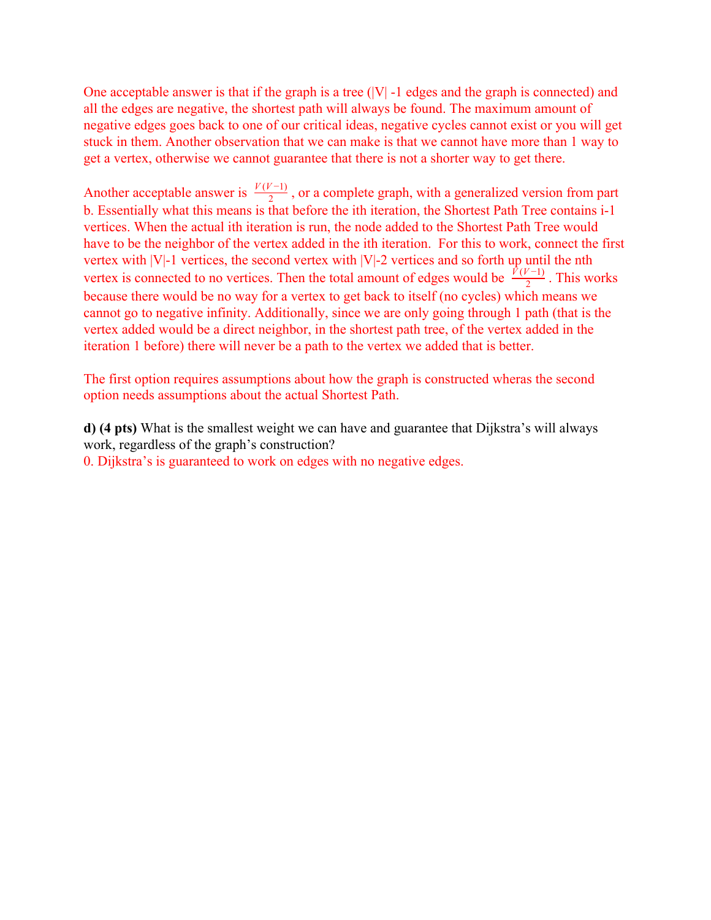One acceptable answer is that if the graph is a tree (|V| -1 edges and the graph is connected) and all the edges are negative, the shortest path will always be found. The maximum amount of negative edges goes back to one of our critical ideas, negative cycles cannot exist or you will get stuck in them. Another observation that we can make is that we cannot have more than 1 way to get a vertex, otherwise we cannot guarantee that there is not a shorter way to get there.

Another acceptable answer is $\frac{V(V-1)}{2}$, or a complete graph, with a generalized version from part b. Essentially what this means is that before the ith iteration, the Shortest Path Tree contains i-1 vertices. When the actual ith iteration is run, the node added to the Shortest Path Tree would have to be the neighbor of the vertex added in the ith iteration. For this to work, connect the first vertex with |V|-1 vertices, the second vertex with |V|-2 vertices and so forth up until the nth vertex is connected to no vertices. Then the total amount of edges would be $\frac{V(V-1)}{2}$. This works because there would be no way for a vertex to get back to itself (no cycles) which means we cannot go to negative infinity. Additionally, since we are only going through 1 path (that is the vertex added would be a direct neighbor, in the shortest path tree, of the vertex added in the iteration 1 before) there will never be a path to the vertex we added that is better.

The first option requires assumptions about how the graph is constructed wheras the second option needs assumptions about the actual Shortest Path.

**d) (4 pts)** What is the smallest weight we can have and guarantee that Dijkstra's will always work, regardless of the graph's construction?

0. Dijkstra's is guaranteed to work on edges with no negative edges.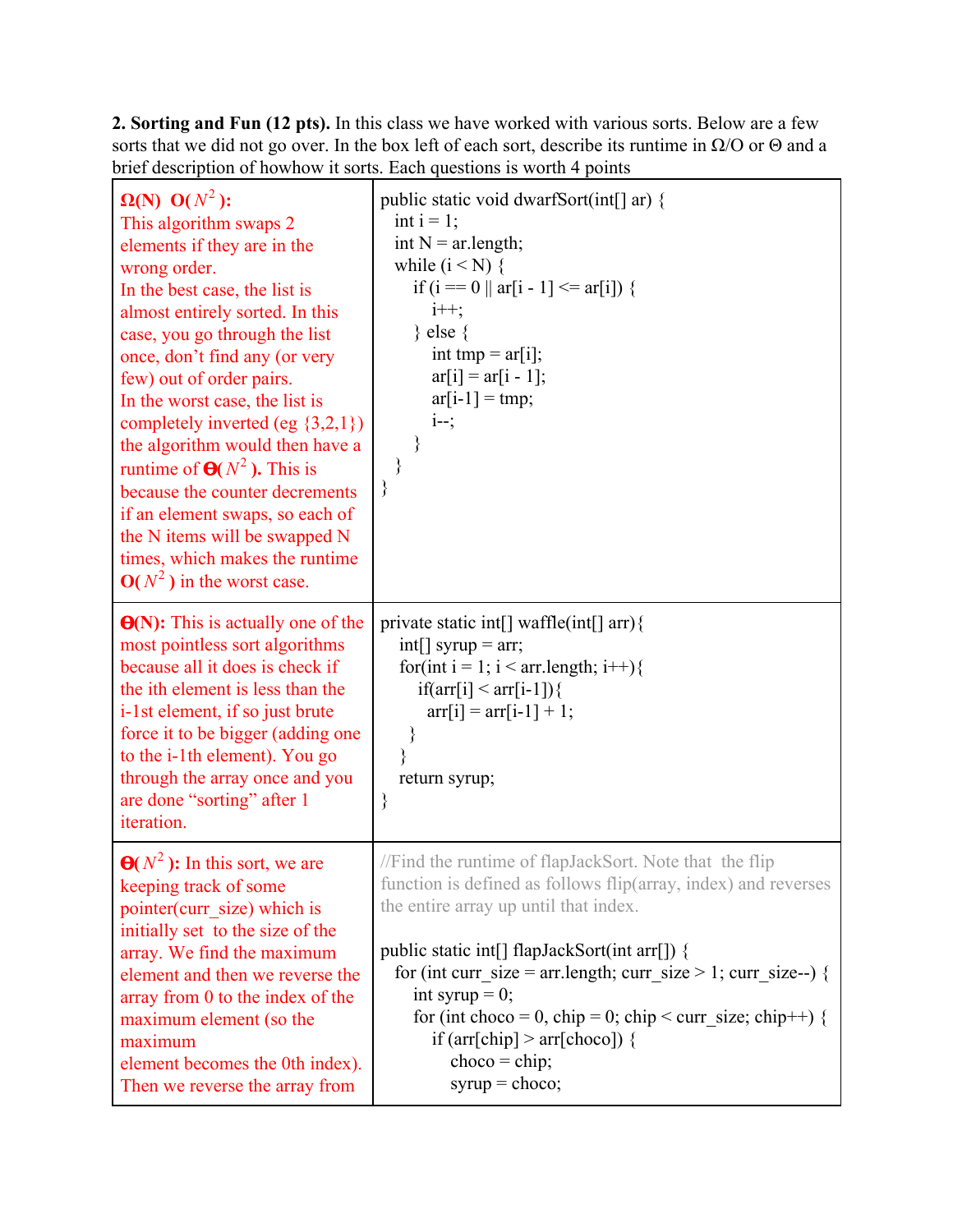**2. Sorting and Fun (12 pts).** In this class we have worked with various sorts. Below are a few sorts that we did not go over. In the box left of each sort, describe its runtime in Ω/O or Θ and a brief description of howhow it sorts. Each questions is worth 4 points

<table>
<tr>
<td>

**Ω(N) O($N^2$):**
This algorithm swaps 2 elements if they are in the wrong order.
In the best case, the list is almost entirely sorted. In this case, you go through the list once, don't find any (or very few) out of order pairs.
In the worst case, the list is completely inverted (eg {3,2,1}) the algorithm would then have a runtime of **Θ($N^2$).** This is because the counter decrements if an element swaps, so each of the N items will be swapped N times, which makes the runtime **O($N^2$)** in the worst case.

</td>
<td>

```
public static void dwarfSort(int[] ar) {
   int i = 1;
   int N = ar.length;
   while (i < N) {
      if (i == 0 || ar[i - 1] <= ar[i]) {
         i++;
      } else {
         int tmp = ar[i];
         ar[i] = ar[i - 1];
         ar[i-1] = tmp;
         i--;
      }
   }
}
```

</td>
</tr>
<tr>
<td>

**Θ(N):** This is actually one of the most pointless sort algorithms because all it does is check if the ith element is less than the i-1st element, if so just brute force it to be bigger (adding one to the i-1th element). You go through the array once and you are done "sorting" after 1 iteration.

</td>
<td>

```
private static int[] waffle(int[] arr){
   int[] syrup = arr;
   for(int i = 1; i < arr.length; i++){
      if(arr[i] < arr[i-1]){
         arr[i] = arr[i-1] + 1;
      }
   }
   return syrup;
}
```

</td>
</tr>
<tr>
<td>

**Θ($N^2$):** In this sort, we are keeping track of some pointer(curr_size) which is initially set to the size of the array. We find the maximum element and then we reverse the array from 0 to the index of the maximum element (so the maximum element becomes the 0th index). Then we reverse the array from

</td>
<td>

```
//Find the runtime of flapJackSort. Note that the flip
function is defined as follows flip(array, index) and reverses
the entire array up until that index.

public static int[] flapJackSort(int arr[]) {
  for (int curr_size = arr.length; curr_size > 1; curr_size--) {
     int syrup = 0;
     for (int choco = 0, chip = 0; chip < curr_size; chip++) {
        if (arr[chip] > arr[choco]) {
           choco = chip;
           syrup = choco;
```

</td>
</tr>
</table>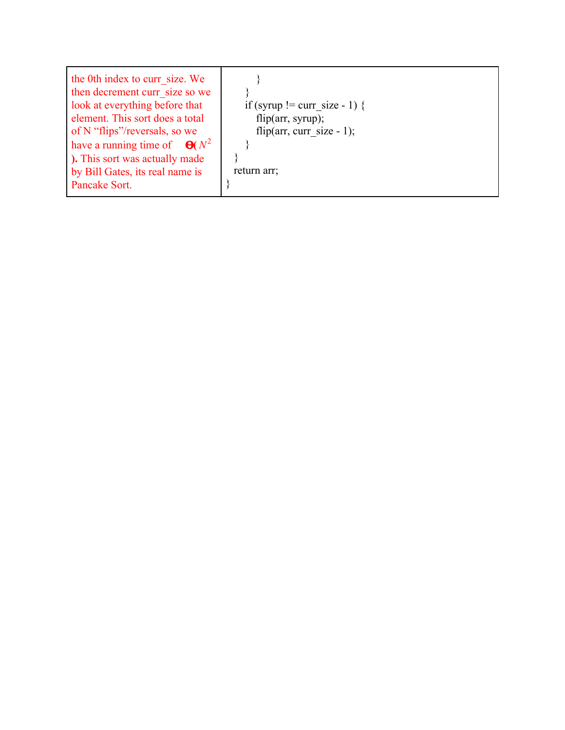| | |
|---|---|
| the 0th index to curr_size. We then decrement curr_size so we look at everything before that element. This sort does a total of N "flips"/reversals, so we have a running time of **Θ($N^2$).** This sort was actually made by Bill Gates, its real name is Pancake Sort. | <pre>        }<br>    }<br>    if (syrup != curr_size - 1) {<br>        flip(arr, syrup);<br>        flip(arr, curr_size - 1);<br>    }<br>  }<br>  return arr;<br>}</pre> |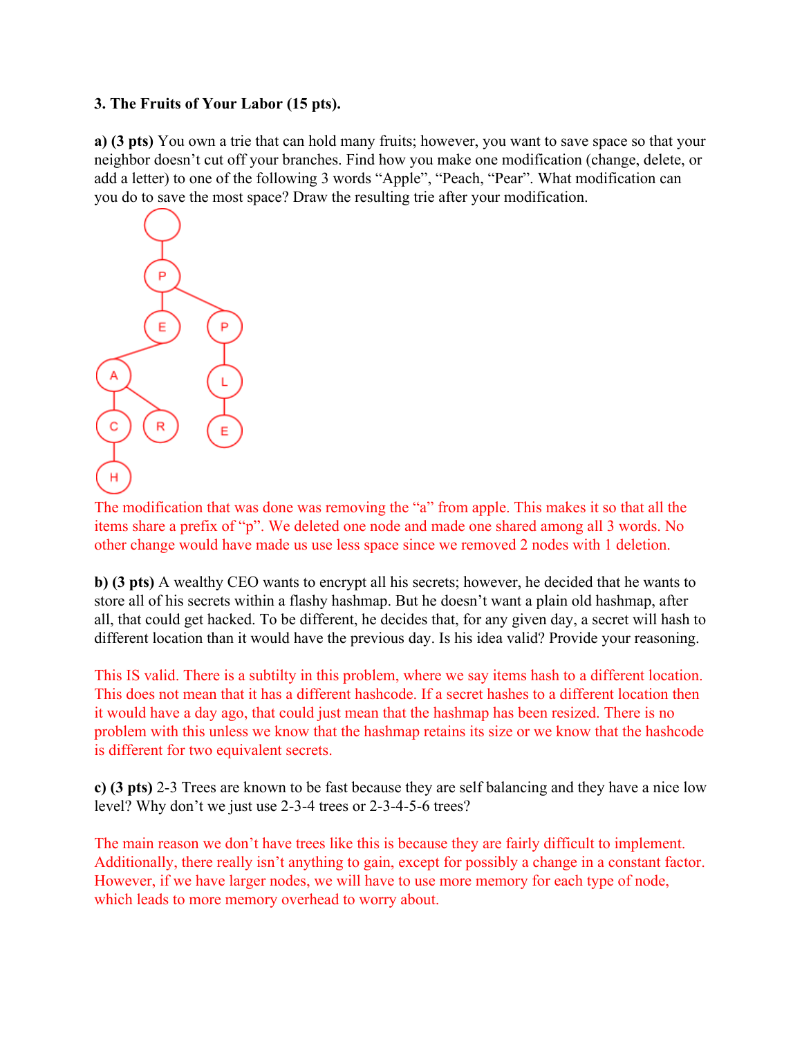**3. The Fruits of Your Labor (15 pts).**

**a) (3 pts)** You own a trie that can hold many fruits; however, you want to save space so that your neighbor doesn't cut off your branches. Find how you make one modification (change, delete, or add a letter) to one of the following 3 words "Apple", "Peach, "Pear". What modification can you do to save the most space? Draw the resulting trie after your modification.

The modification that was done was removing the "a" from apple. This makes it so that all the items share a prefix of "p". We deleted one node and made one shared among all 3 words. No other change would have made us use less space since we removed 2 nodes with 1 deletion.

**b) (3 pts)** A wealthy CEO wants to encrypt all his secrets; however, he decided that he wants to store all of his secrets within a flashy hashmap. But he doesn't want a plain old hashmap, after all, that could get hacked. To be different, he decides that, for any given day, a secret will hash to different location than it would have the previous day. Is his idea valid? Provide your reasoning.

This IS valid. There is a subtilty in this problem, where we say items hash to a different location. This does not mean that it has a different hashcode. If a secret hashes to a different location then it would have a day ago, that could just mean that the hashmap has been resized. There is no problem with this unless we know that the hashmap retains its size or we know that the hashcode is different for two equivalent secrets.

**c) (3 pts)** 2-3 Trees are known to be fast because they are self balancing and they have a nice low level? Why don't we just use 2-3-4 trees or 2-3-4-5-6 trees?

The main reason we don't have trees like this is because they are fairly difficult to implement. Additionally, there really isn't anything to gain, except for possibly a change in a constant factor. However, if we have larger nodes, we will have to use more memory for each type of node, which leads to more memory overhead to worry about.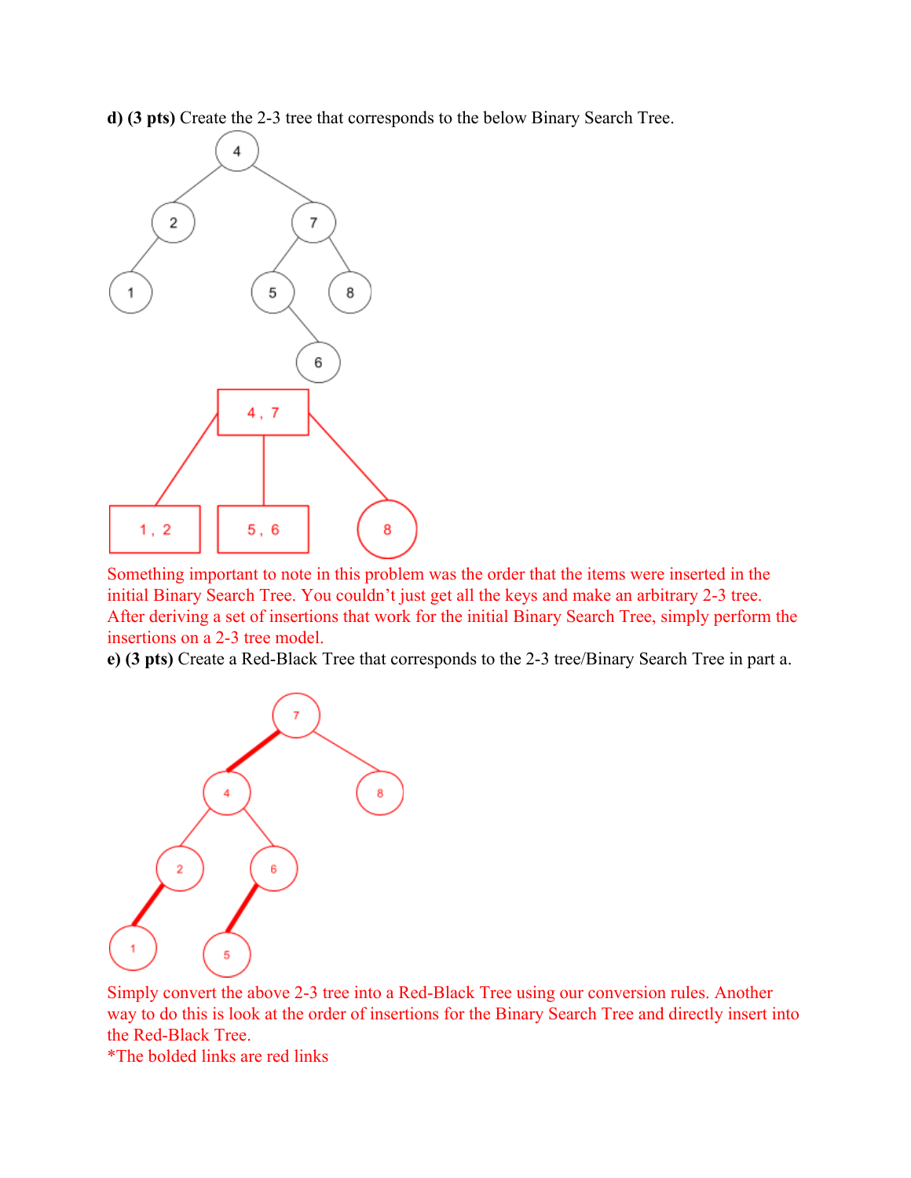**d) (3 pts)** Create the 2-3 tree that corresponds to the below Binary Search Tree.

Something important to note in this problem was the order that the items were inserted in the initial Binary Search Tree. You couldn't just get all the keys and make an arbitrary 2-3 tree. After deriving a set of insertions that work for the initial Binary Search Tree, simply perform the insertions on a 2-3 tree model.

**e) (3 pts)** Create a Red-Black Tree that corresponds to the 2-3 tree/Binary Search Tree in part a.

Simply convert the above 2-3 tree into a Red-Black Tree using our conversion rules. Another way to do this is look at the order of insertions for the Binary Search Tree and directly insert into the Red-Black Tree.

*The bolded links are red links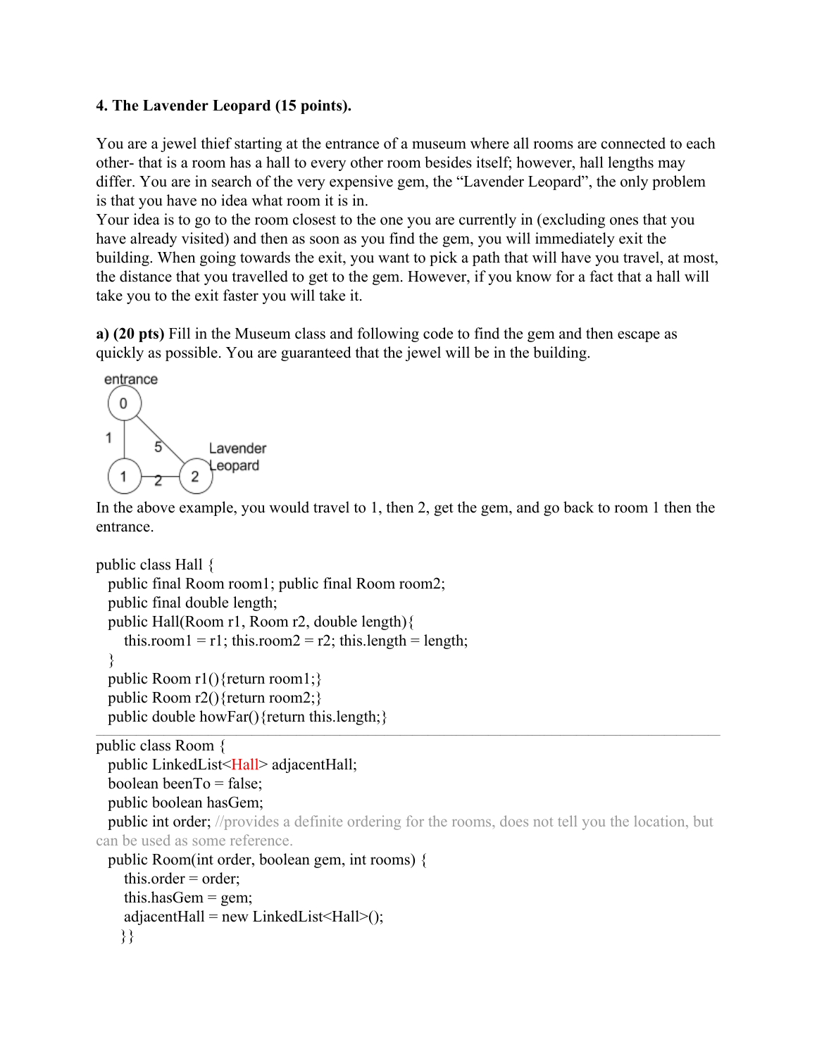**4. The Lavender Leopard (15 points).**

You are a jewel thief starting at the entrance of a museum where all rooms are connected to each other- that is a room has a hall to every other room besides itself; however, hall lengths may differ. You are in search of the very expensive gem, the "Lavender Leopard", the only problem is that you have no idea what room it is in.

Your idea is to go to the room closest to the one you are currently in (excluding ones that you have already visited) and then as soon as you find the gem, you will immediately exit the building. When going towards the exit, you want to pick a path that will have you travel, at most, the distance that you travelled to get to the gem. However, if you know for a fact that a hall will take you to the exit faster you will take it.

**a) (20 pts)** Fill in the Museum class and following code to find the gem and then escape as quickly as possible. You are guaranteed that the jewel will be in the building.

entrance

0

1 5 Lavender Leopard

1 2 2

In the above example, you would travel to 1, then 2, get the gem, and go back to room 1 then the entrance.

```
public class Hall {
  public final Room room1; public final Room room2;
  public final double length;
  public Hall(Room r1, Room r2, double length){
     this.room1 = r1; this.room2 = r2; this.length = length;
  }
  public Room r1(){return room1;}
  public Room r2(){return room2;}
  public double howFar(){return this.length;}
```

---

```
public class Room {
  public LinkedList<Hall> adjacentHall;
  boolean beenTo = false;
  public boolean hasGem;
  public int order; //provides a definite ordering for the rooms, does not tell you the location, but can be used as some reference.
  public Room(int order, boolean gem, int rooms) {
     this.order = order;
     this.hasGem = gem;
     adjacentHall = new LinkedList<Hall>();
    }}
```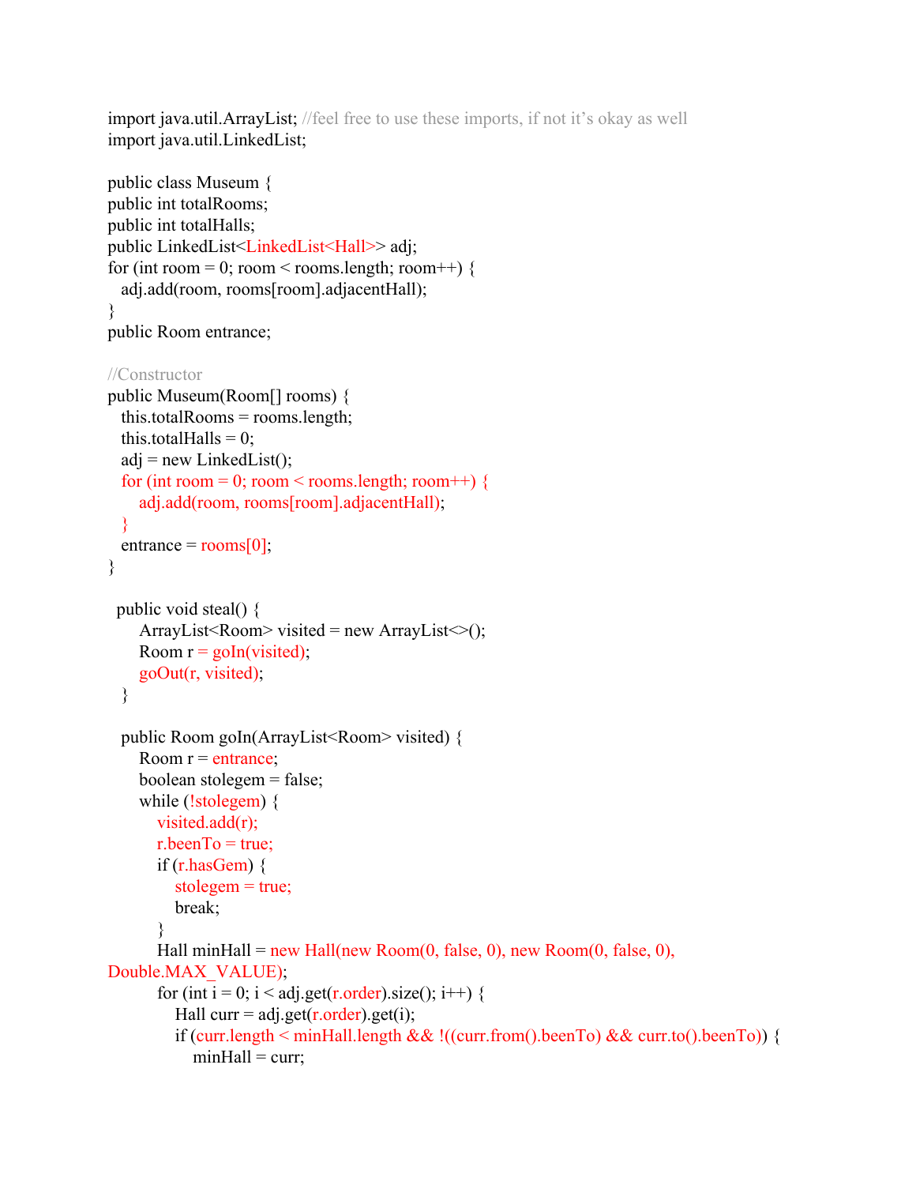```java
import java.util.ArrayList; //feel free to use these imports, if not it's okay as well
import java.util.LinkedList;

public class Museum {
public int totalRooms;
public int totalHalls;
public LinkedList<LinkedList<Hall>> adj;
for (int room = 0; room < rooms.length; room++) {
   adj.add(room, rooms[room].adjacentHall);
}
public Room entrance;

//Constructor
public Museum(Room[] rooms) {
   this.totalRooms = rooms.length;
   this.totalHalls = 0;
   adj = new LinkedList();
   for (int room = 0; room < rooms.length; room++) {
      adj.add(room, rooms[room].adjacentHall);
   }
   entrance = rooms[0];
}

  public void steal() {
      ArrayList<Room> visited = new ArrayList<>();
      Room r = goIn(visited);
      goOut(r, visited);
   }

   public Room goIn(ArrayList<Room> visited) {
      Room r = entrance;
      boolean stolegem = false;
      while (!stolegem) {
         visited.add(r);
         r.beenTo = true;
         if (r.hasGem) {
            stolegem = true;
            break;
         }
         Hall minHall = new Hall(new Room(0, false, 0), new Room(0, false, 0),
Double.MAX_VALUE);
         for (int i = 0; i < adj.get(r.order).size(); i++) {
            Hall curr = adj.get(r.order).get(i);
            if (curr.length < minHall.length && !((curr.from().beenTo) && curr.to().beenTo)) {
               minHall = curr;
```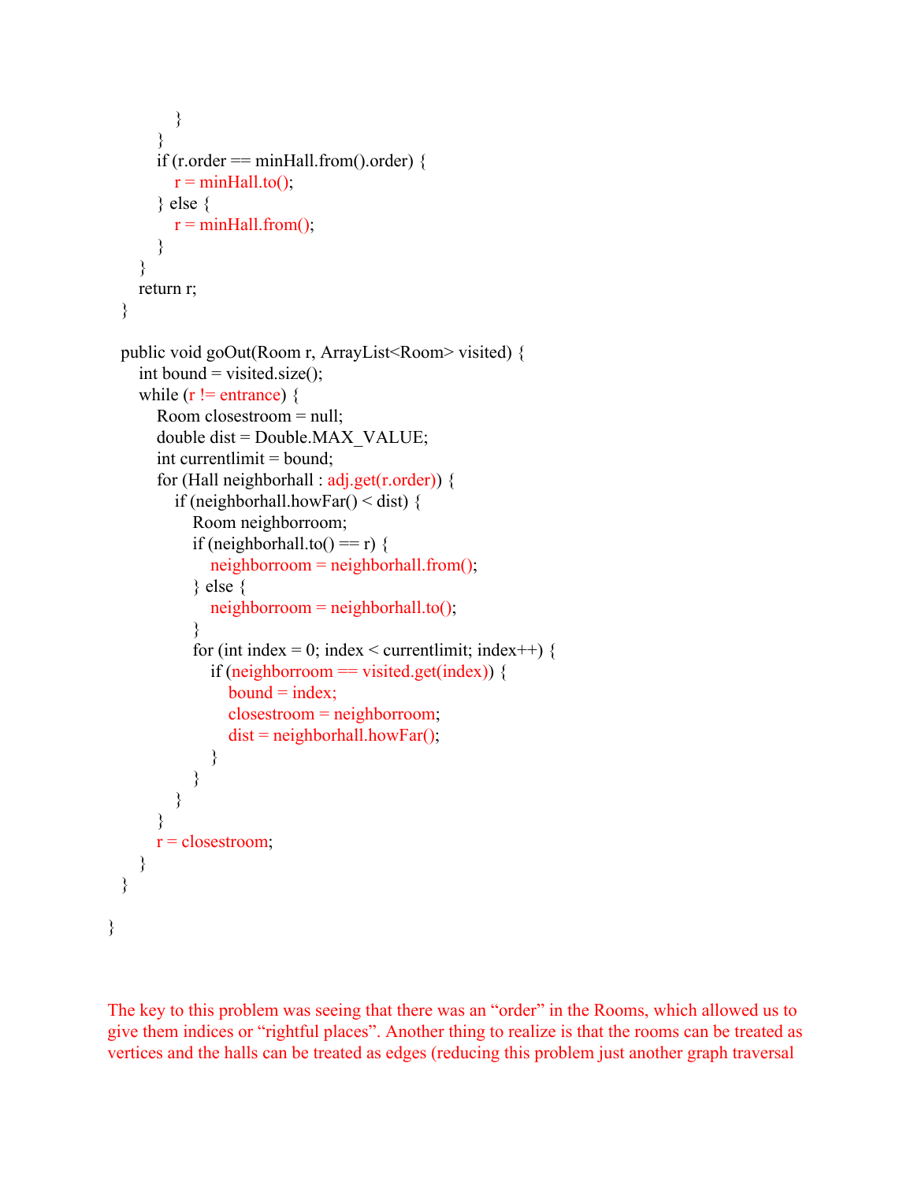```
            }
        }
        if (r.order == minHall.from().order) {
            r = minHall.to();
        } else {
            r = minHall.from();
        }
    }
    return r;
}

public void goOut(Room r, ArrayList<Room> visited) {
    int bound = visited.size();
    while (r != entrance) {
        Room closestroom = null;
        double dist = Double.MAX_VALUE;
        int currentlimit = bound;
        for (Hall neighborhall : adj.get(r.order)) {
            if (neighborhall.howFar() < dist) {
                Room neighborroom;
                if (neighborhall.to() == r) {
                    neighborroom = neighborhall.from();
                } else {
                    neighborroom = neighborhall.to();
                }
                for (int index = 0; index < currentlimit; index++) {
                    if (neighborroom == visited.get(index)) {
                        bound = index;
                        closestroom = neighborroom;
                        dist = neighborhall.howFar();
                    }
                }
            }
        }
        r = closestroom;
    }
}

}
```

The key to this problem was seeing that there was an "order" in the Rooms, which allowed us to give them indices or "rightful places". Another thing to realize is that the rooms can be treated as vertices and the halls can be treated as edges (reducing this problem just another graph traversal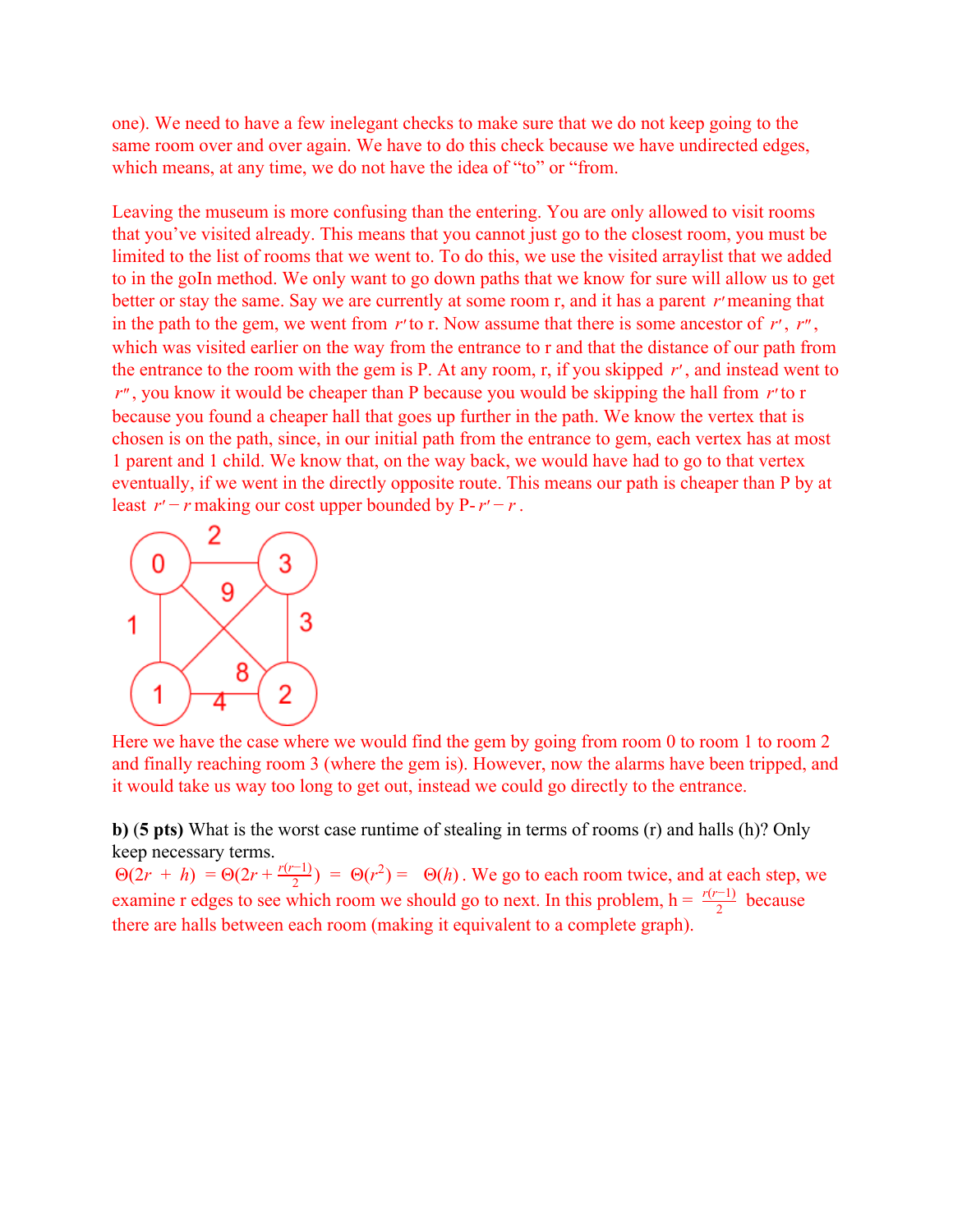one). We need to have a few inelegant checks to make sure that we do not keep going to the same room over and over again. We have to do this check because we have undirected edges, which means, at any time, we do not have the idea of "to" or "from.

Leaving the museum is more confusing than the entering. You are only allowed to visit rooms that you've visited already. This means that you cannot just go to the closest room, you must be limited to the list of rooms that we went to. To do this, we use the visited arraylist that we added to in the goIn method. We only want to go down paths that we know for sure will allow us to get better or stay the same. Say we are currently at some room r, and it has a parent $r'$ meaning that in the path to the gem, we went from $r'$ to r. Now assume that there is some ancestor of $r'$, $r''$, which was visited earlier on the way from the entrance to r and that the distance of our path from the entrance to the room with the gem is P. At any room, r, if you skipped $r'$, and instead went to $r''$, you know it would be cheaper than P because you would be skipping the hall from $r'$ to r because you found a cheaper hall that goes up further in the path. We know the vertex that is chosen is on the path, since, in our initial path from the entrance to gem, each vertex has at most 1 parent and 1 child. We know that, on the way back, we would have had to go to that vertex eventually, if we went in the directly opposite route. This means our path is cheaper than P by at least $r' - r$ making our cost upper bounded by P- $r' - r$ .

Here we have the case where we would find the gem by going from room 0 to room 1 to room 2 and finally reaching room 3 (where the gem is). However, now the alarms have been tripped, and it would take us way too long to get out, instead we could go directly to the entrance.

**b) (5 pts)** What is the worst case runtime of stealing in terms of rooms (r) and halls (h)? Only keep necessary terms.

$\Theta(2r + h) = \Theta(2r + \frac{r(r-1)}{2}) = \Theta(r^2) = \Theta(h)$. We go to each room twice, and at each step, we examine r edges to see which room we should go to next. In this problem, h = $\frac{r(r-1)}{2}$ because there are halls between each room (making it equivalent to a complete graph).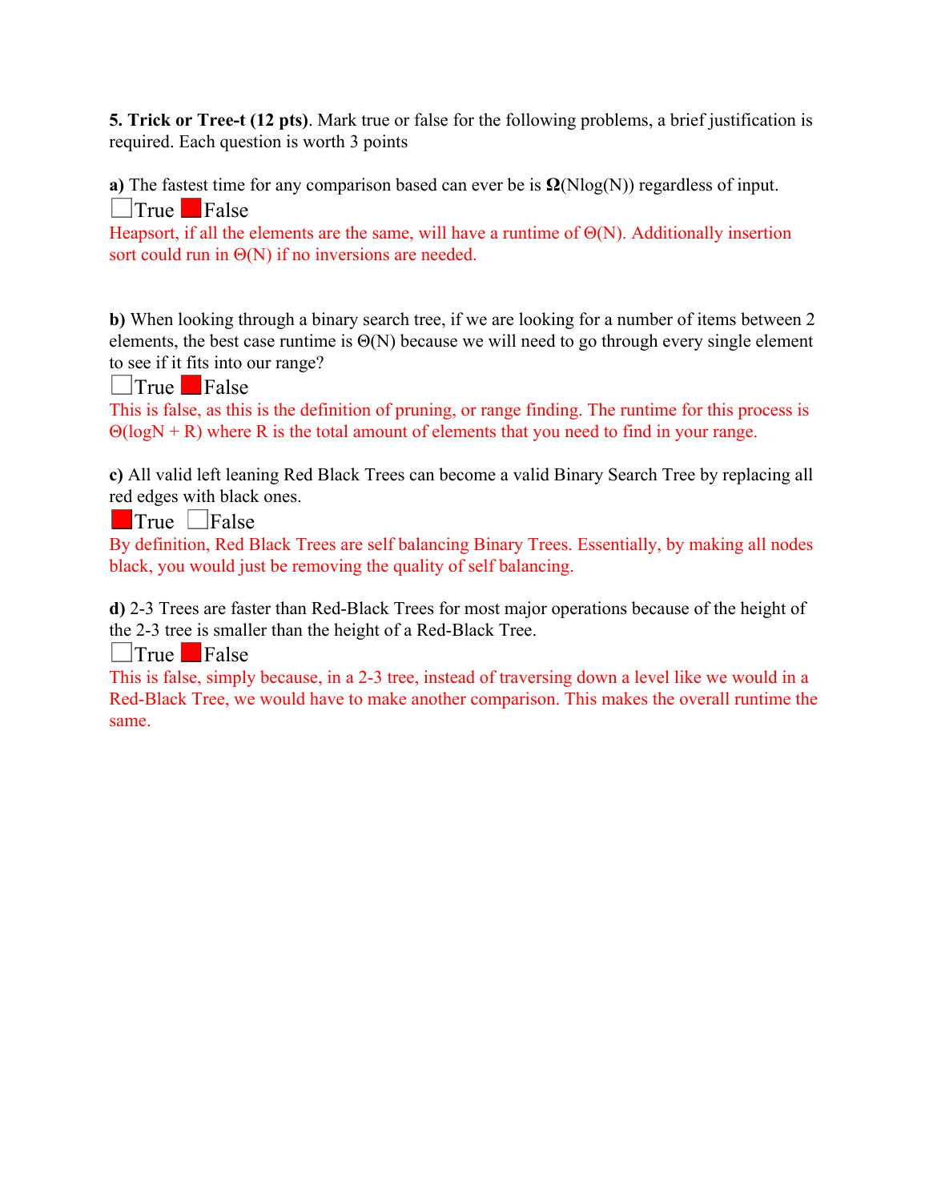**5. Trick or Tree-t (12 pts)**. Mark true or false for the following problems, a brief justification is required. Each question is worth 3 points

**a)** The fastest time for any comparison based can ever be is **Ω**(Nlog(N)) regardless of input.

☐ True ■ False

Heapsort, if all the elements are the same, will have a runtime of Θ(N). Additionally insertion sort could run in Θ(N) if no inversions are needed.

**b)** When looking through a binary search tree, if we are looking for a number of items between 2 elements, the best case runtime is Θ(N) because we will need to go through every single element to see if it fits into our range?

☐ True ■ False

This is false, as this is the definition of pruning, or range finding. The runtime for this process is Θ(logN + R) where R is the total amount of elements that you need to find in your range.

**c)** All valid left leaning Red Black Trees can become a valid Binary Search Tree by replacing all red edges with black ones.

■ True ☐ False

By definition, Red Black Trees are self balancing Binary Trees. Essentially, by making all nodes black, you would just be removing the quality of self balancing.

**d)** 2-3 Trees are faster than Red-Black Trees for most major operations because of the height of the 2-3 tree is smaller than the height of a Red-Black Tree.

☐ True ■ False

This is false, simply because, in a 2-3 tree, instead of traversing down a level like we would in a Red-Black Tree, we would have to make another comparison. This makes the overall runtime the same.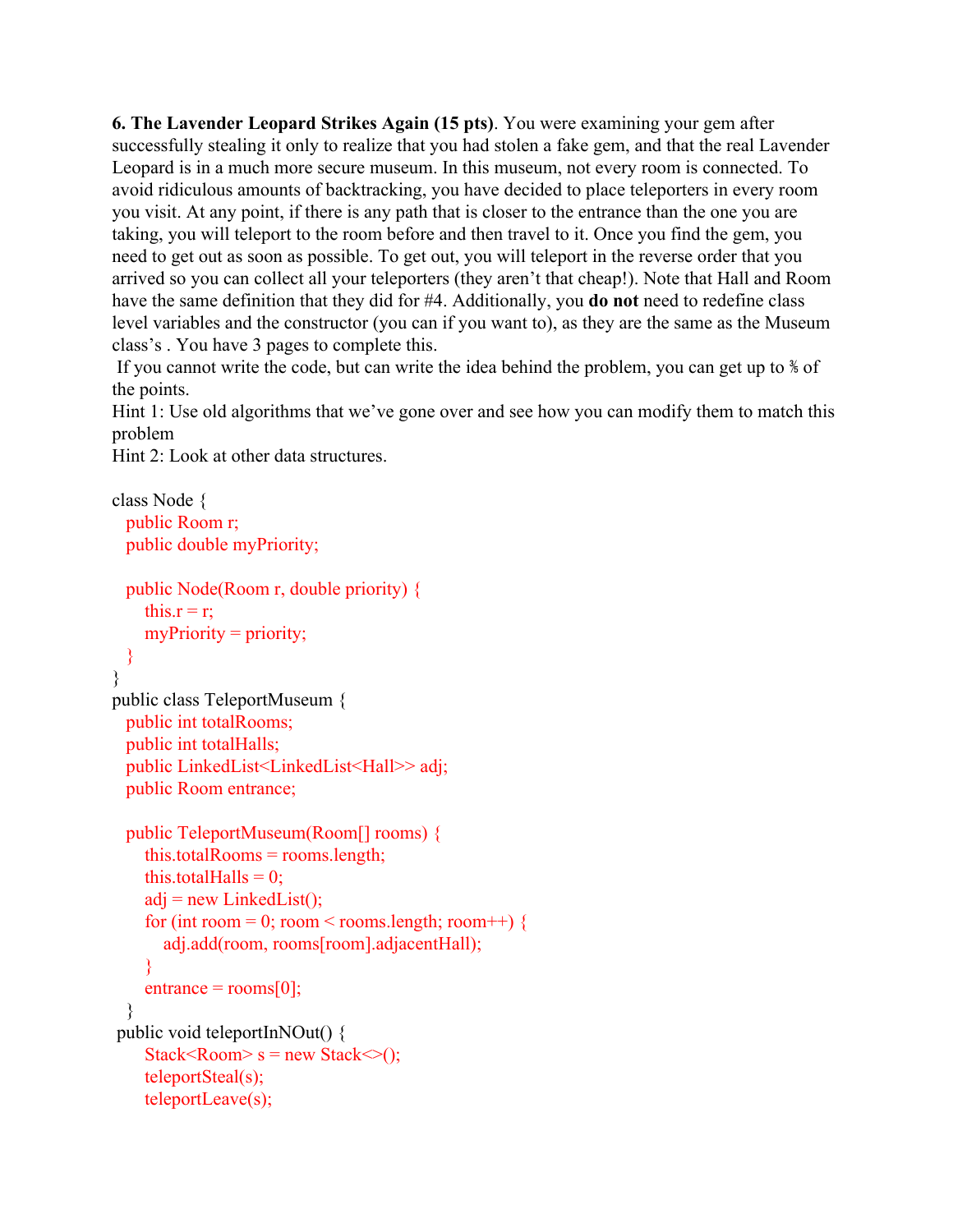**6. The Lavender Leopard Strikes Again (15 pts)**. You were examining your gem after successfully stealing it only to realize that you had stolen a fake gem, and that the real Lavender Leopard is in a much more secure museum. In this museum, not every room is connected. To avoid ridiculous amounts of backtracking, you have decided to place teleporters in every room you visit. At any point, if there is any path that is closer to the entrance than the one you are taking, you will teleport to the room before and then travel to it. Once you find the gem, you need to get out as soon as possible. To get out, you will teleport in the reverse order that you arrived so you can collect all your teleporters (they aren't that cheap!). Note that Hall and Room have the same definition that they did for #4. Additionally, you **do not** need to redefine class level variables and the constructor (you can if you want to), as they are the same as the Museum class's . You have 3 pages to complete this.

If you cannot write the code, but can write the idea behind the problem, you can get up to ⅗ of the points.

Hint 1: Use old algorithms that we've gone over and see how you can modify them to match this problem

Hint 2: Look at other data structures.

```
class Node {
   public Room r;
   public double myPriority;

   public Node(Room r, double priority) {
      this.r = r;
      myPriority = priority;
   }
}
public class TeleportMuseum {
   public int totalRooms;
   public int totalHalls;
   public LinkedList<LinkedList<Hall>> adj;
   public Room entrance;

   public TeleportMuseum(Room[] rooms) {
      this.totalRooms = rooms.length;
      this.totalHalls = 0;
      adj = new LinkedList();
      for (int room = 0; room < rooms.length; room++) {
         adj.add(room, rooms[room].adjacentHall);
      }
      entrance = rooms[0];
   }
 public void teleportInNOut() {
      Stack<Room> s = new Stack<>();
      teleportSteal(s);
      teleportLeave(s);
```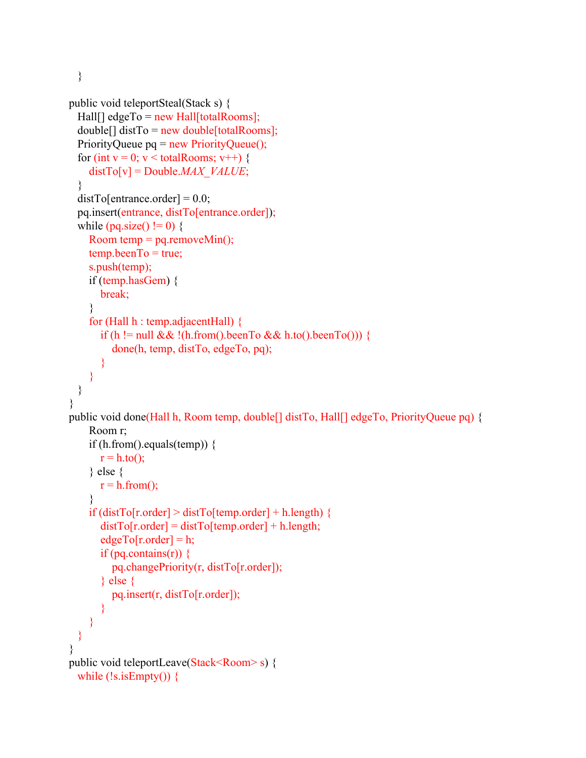```java
    }

public void teleportSteal(Stack s) {
    Hall[] edgeTo = new Hall[totalRooms];
    double[] distTo = new double[totalRooms];
    PriorityQueue pq = new PriorityQueue();
    for (int v = 0; v < totalRooms; v++) {
        distTo[v] = Double.MAX_VALUE;
    }
    distTo[entrance.order] = 0.0;
    pq.insert(entrance, distTo[entrance.order]);
    while (pq.size() != 0) {
        Room temp = pq.removeMin();
        temp.beenTo = true;
        s.push(temp);
        if (temp.hasGem) {
            break;
        }
        for (Hall h : temp.adjacentHall) {
            if (h != null && !(h.from().beenTo && h.to().beenTo())) {
                done(h, temp, distTo, edgeTo, pq);
            }
        }
    }
}
public void done(Hall h, Room temp, double[] distTo, Hall[] edgeTo, PriorityQueue pq) {
        Room r;
        if (h.from().equals(temp)) {
            r = h.to();
        } else {
            r = h.from();
        }
        if (distTo[r.order] > distTo[temp.order] + h.length) {
            distTo[r.order] = distTo[temp.order] + h.length;
            edgeTo[r.order] = h;
            if (pq.contains(r)) {
                pq.changePriority(r, distTo[r.order]);
            } else {
                pq.insert(r, distTo[r.order]);
            }
        }
    }
}
public void teleportLeave(Stack<Room> s) {
    while (!s.isEmpty()) {
```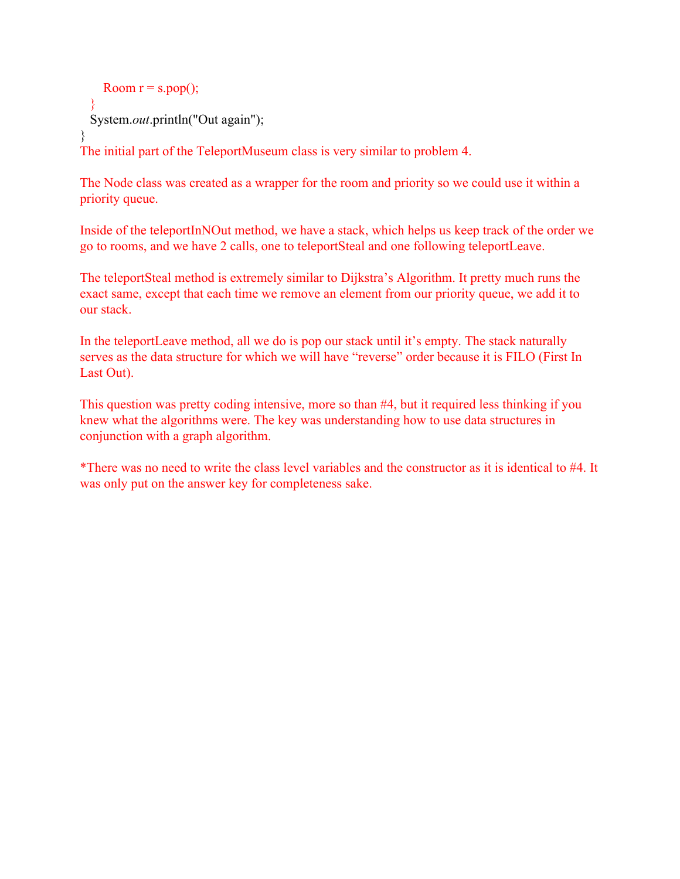```
        Room r = s.pop();
    }
    System.out.println("Out again");
}
```

The initial part of the TeleportMuseum class is very similar to problem 4.

The Node class was created as a wrapper for the room and priority so we could use it within a priority queue.

Inside of the teleportInNOut method, we have a stack, which helps us keep track of the order we go to rooms, and we have 2 calls, one to teleportSteal and one following teleportLeave.

The teleportSteal method is extremely similar to Dijkstra's Algorithm. It pretty much runs the exact same, except that each time we remove an element from our priority queue, we add it to our stack.

In the teleportLeave method, all we do is pop our stack until it's empty. The stack naturally serves as the data structure for which we will have "reverse" order because it is FILO (First In Last Out).

This question was pretty coding intensive, more so than #4, but it required less thinking if you knew what the algorithms were. The key was understanding how to use data structures in conjunction with a graph algorithm.

*There was no need to write the class level variables and the constructor as it is identical to #4. It was only put on the answer key for completeness sake.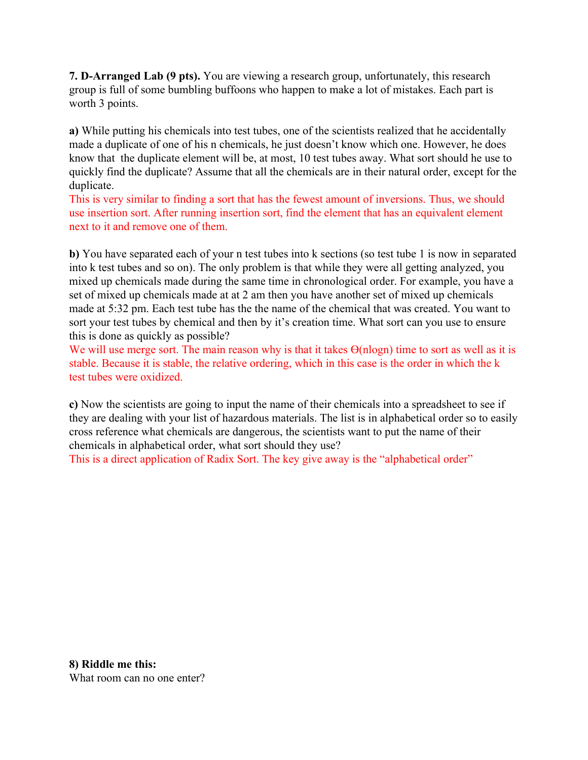**7. D-Arranged Lab (9 pts).** You are viewing a research group, unfortunately, this research group is full of some bumbling buffoons who happen to make a lot of mistakes. Each part is worth 3 points.

**a)** While putting his chemicals into test tubes, one of the scientists realized that he accidentally made a duplicate of one of his n chemicals, he just doesn't know which one. However, he does know that the duplicate element will be, at most, 10 test tubes away. What sort should he use to quickly find the duplicate? Assume that all the chemicals are in their natural order, except for the duplicate.

This is very similar to finding a sort that has the fewest amount of inversions. Thus, we should use insertion sort. After running insertion sort, find the element that has an equivalent element next to it and remove one of them.

**b)** You have separated each of your n test tubes into k sections (so test tube 1 is now in separated into k test tubes and so on). The only problem is that while they were all getting analyzed, you mixed up chemicals made during the same time in chronological order. For example, you have a set of mixed up chemicals made at at 2 am then you have another set of mixed up chemicals made at 5:32 pm. Each test tube has the the name of the chemical that was created. You want to sort your test tubes by chemical and then by it's creation time. What sort can you use to ensure this is done as quickly as possible?

We will use merge sort. The main reason why is that it takes $\Theta(n\log n)$ time to sort as well as it is stable. Because it is stable, the relative ordering, which in this case is the order in which the k test tubes were oxidized.

**c)** Now the scientists are going to input the name of their chemicals into a spreadsheet to see if they are dealing with your list of hazardous materials. The list is in alphabetical order so to easily cross reference what chemicals are dangerous, the scientists want to put the name of their chemicals in alphabetical order, what sort should they use?

This is a direct application of Radix Sort. The key give away is the "alphabetical order"

**8) Riddle me this:**

What room can no one enter?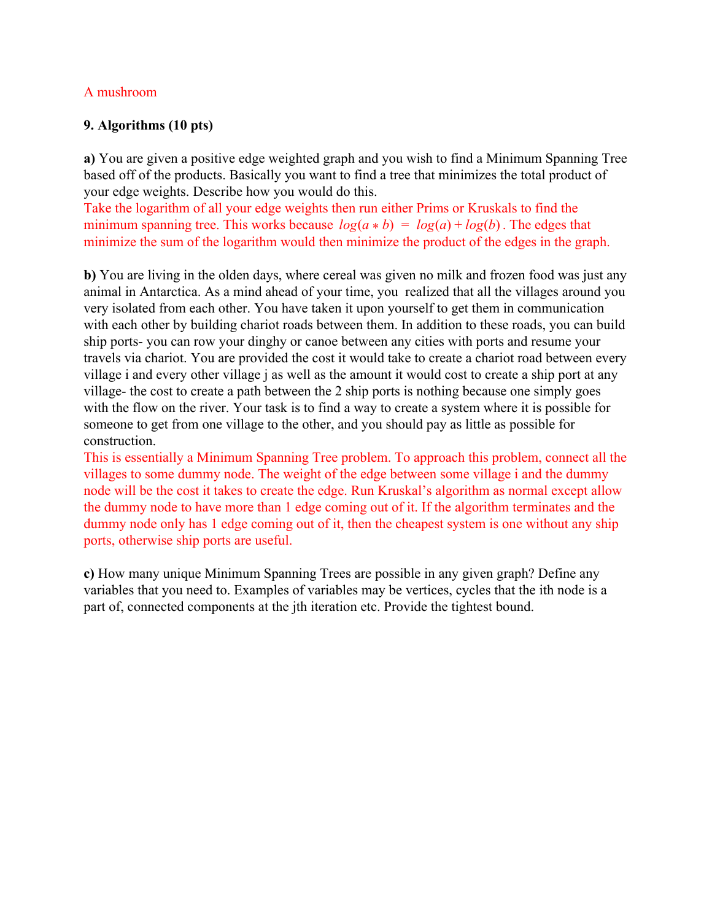A mushroom

**9. Algorithms (10 pts)**

**a)** You are given a positive edge weighted graph and you wish to find a Minimum Spanning Tree based off of the products. Basically you want to find a tree that minimizes the total product of your edge weights. Describe how you would do this.

Take the logarithm of all your edge weights then run either Prims or Kruskals to find the minimum spanning tree. This works because $log(a * b) = log(a) + log(b)$. The edges that minimize the sum of the logarithm would then minimize the product of the edges in the graph.

**b)** You are living in the olden days, where cereal was given no milk and frozen food was just any animal in Antarctica. As a mind ahead of your time, you realized that all the villages around you very isolated from each other. You have taken it upon yourself to get them in communication with each other by building chariot roads between them. In addition to these roads, you can build ship ports- you can row your dinghy or canoe between any cities with ports and resume your travels via chariot. You are provided the cost it would take to create a chariot road between every village i and every other village j as well as the amount it would cost to create a ship port at any village- the cost to create a path between the 2 ship ports is nothing because one simply goes with the flow on the river. Your task is to find a way to create a system where it is possible for someone to get from one village to the other, and you should pay as little as possible for construction.

This is essentially a Minimum Spanning Tree problem. To approach this problem, connect all the villages to some dummy node. The weight of the edge between some village i and the dummy node will be the cost it takes to create the edge. Run Kruskal's algorithm as normal except allow the dummy node to have more than 1 edge coming out of it. If the algorithm terminates and the dummy node only has 1 edge coming out of it, then the cheapest system is one without any ship ports, otherwise ship ports are useful.

**c)** How many unique Minimum Spanning Trees are possible in any given graph? Define any variables that you need to. Examples of variables may be vertices, cycles that the ith node is a part of, connected components at the jth iteration etc. Provide the tightest bound.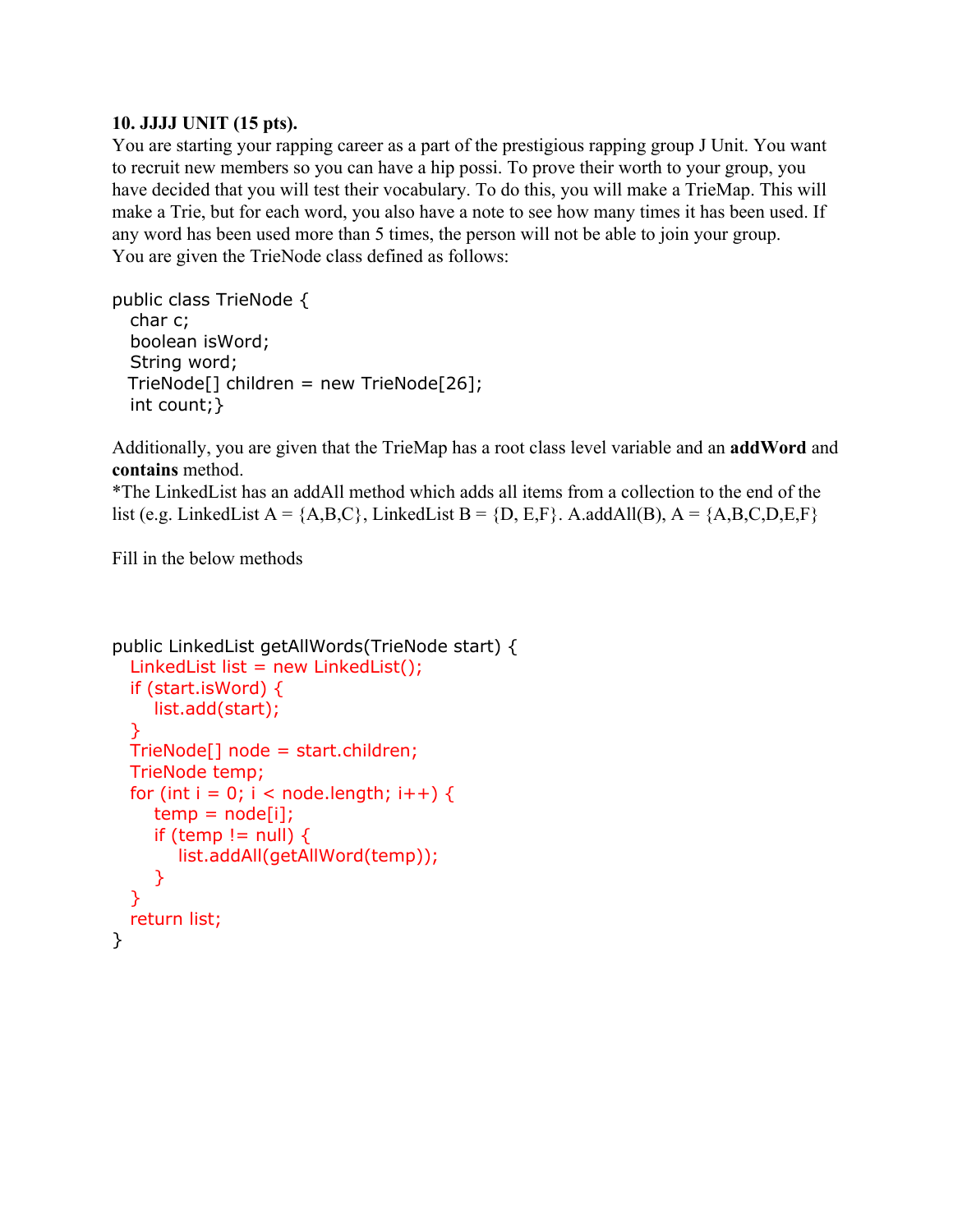**10. JJJJ UNIT (15 pts).**

You are starting your rapping career as a part of the prestigious rapping group J Unit. You want to recruit new members so you can have a hip possi. To prove their worth to your group, you have decided that you will test their vocabulary. To do this, you will make a TrieMap. This will make a Trie, but for each word, you also have a note to see how many times it has been used. If any word has been used more than 5 times, the person will not be able to join your group.

You are given the TrieNode class defined as follows:

```
public class TrieNode {
   char c;
   boolean isWord;
   String word;
   TrieNode[] children = new TrieNode[26];
   int count;}
```

Additionally, you are given that the TrieMap has a root class level variable and an **addWord** and **contains** method.

*The LinkedList has an addAll method which adds all items from a collection to the end of the list (e.g. LinkedList A = {A,B,C}, LinkedList B = {D, E,F}. A.addAll(B), A = {A,B,C,D,E,F}

Fill in the below methods

```
public LinkedList getAllWords(TrieNode start) {
   LinkedList list = new LinkedList();
   if (start.isWord) {
      list.add(start);
   }
   TrieNode[] node = start.children;
   TrieNode temp;
   for (int i = 0; i < node.length; i++) {
      temp = node[i];
      if (temp != null) {
         list.addAll(getAllWord(temp));
      }
   }
   return list;
}
```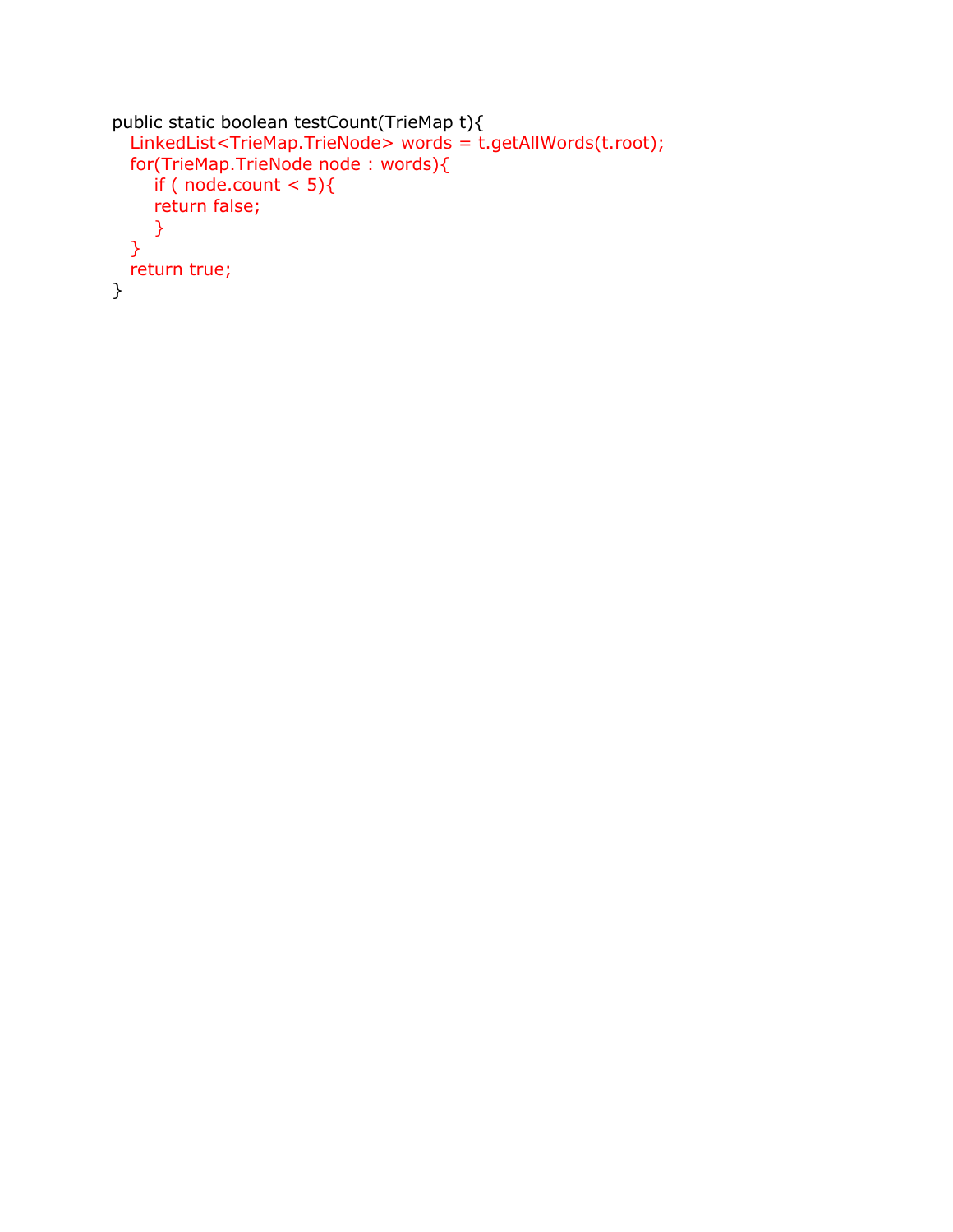```java
public static boolean testCount(TrieMap t){
   LinkedList<TrieMap.TrieNode> words = t.getAllWords(t.root);
   for(TrieMap.TrieNode node : words){
       if ( node.count < 5){
       return false;
       }
   }
   return true;
}
```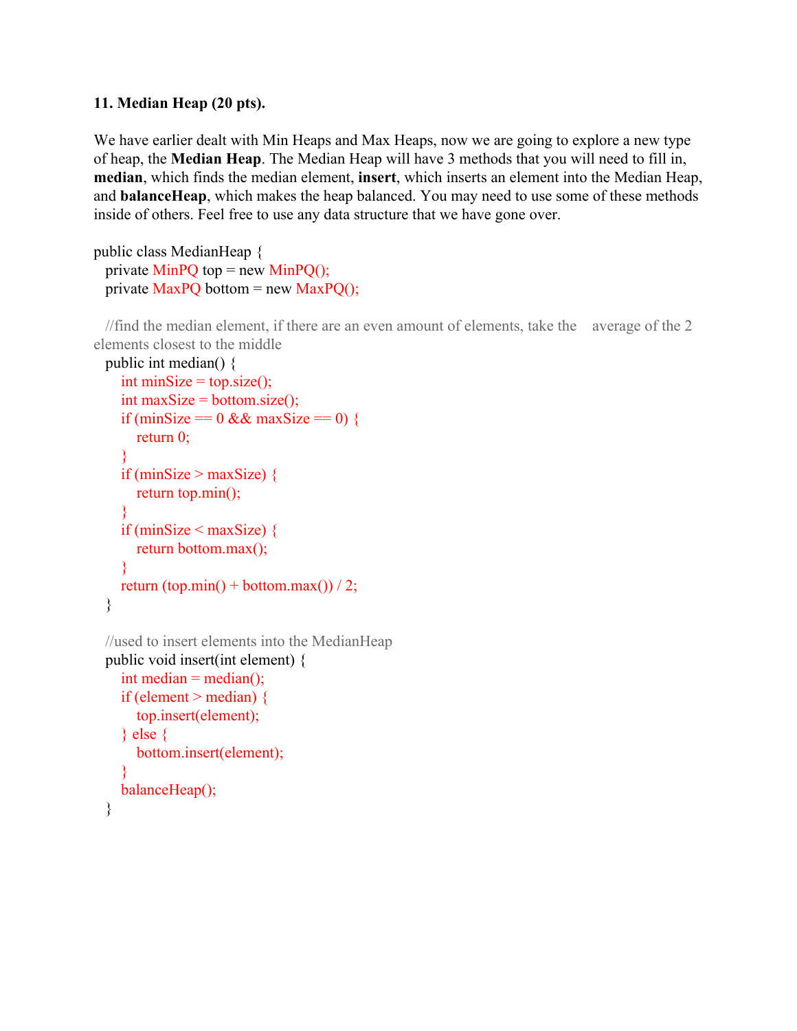**11. Median Heap (20 pts).**

We have earlier dealt with Min Heaps and Max Heaps, now we are going to explore a new type of heap, the **Median Heap**. The Median Heap will have 3 methods that you will need to fill in, **median**, which finds the median element, **insert**, which inserts an element into the Median Heap, and **balanceHeap**, which makes the heap balanced. You may need to use some of these methods inside of others. Feel free to use any data structure that we have gone over.

```
public class MedianHeap {
    private MinPQ top = new MinPQ();
    private MaxPQ bottom = new MaxPQ();

    //find the median element, if there are an even amount of elements, take the    average of the 2 elements closest to the middle
    public int median() {
        int minSize = top.size();
        int maxSize = bottom.size();
        if (minSize == 0 && maxSize == 0) {
            return 0;
        }
        if (minSize > maxSize) {
            return top.min();
        }
        if (minSize < maxSize) {
            return bottom.max();
        }
        return (top.min() + bottom.max()) / 2;
    }

    //used to insert elements into the MedianHeap
    public void insert(int element) {
        int median = median();
        if (element > median) {
            top.insert(element);
        } else {
            bottom.insert(element);
        }
        balanceHeap();
    }
```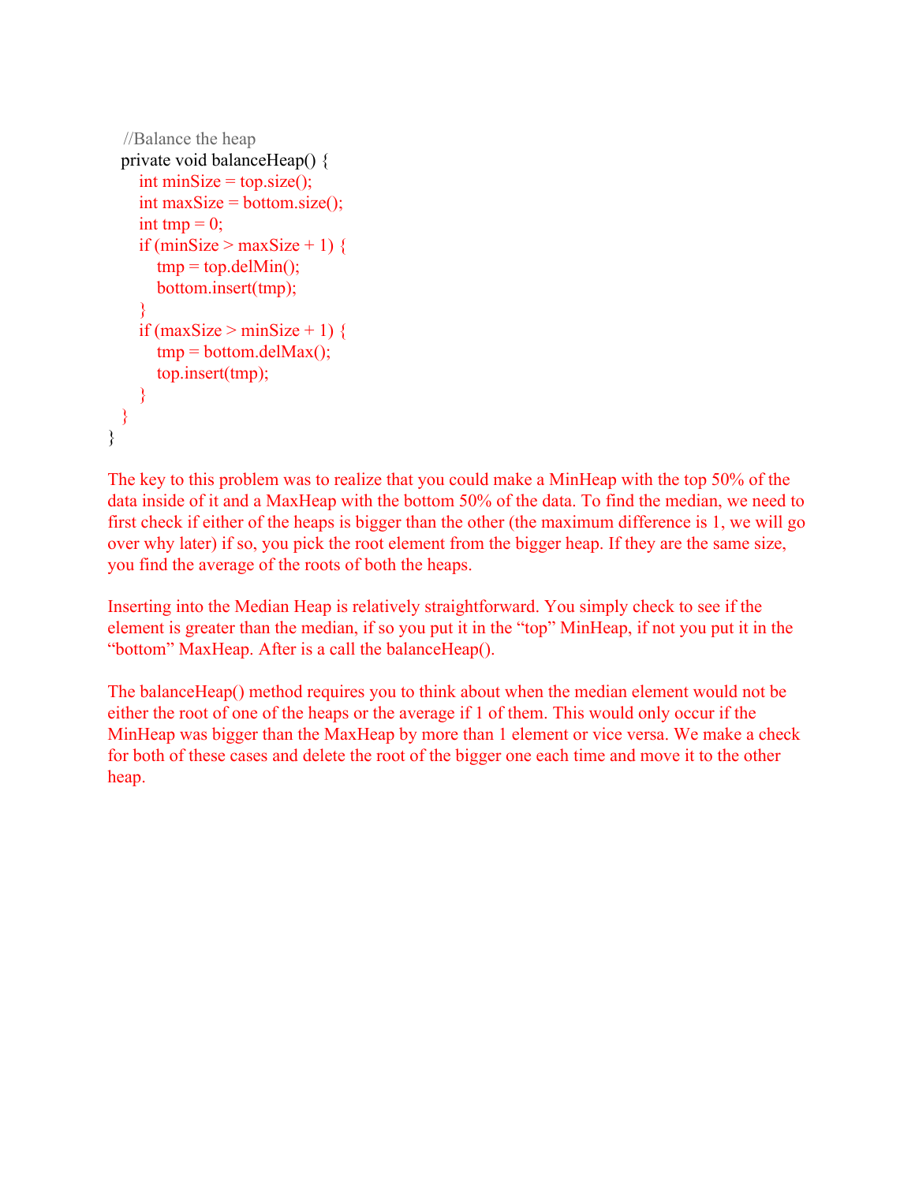```
    //Balance the heap
    private void balanceHeap() {
        int minSize = top.size();
        int maxSize = bottom.size();
        int tmp = 0;
        if (minSize > maxSize + 1) {
            tmp = top.delMin();
            bottom.insert(tmp);
        }
        if (maxSize > minSize + 1) {
            tmp = bottom.delMax();
            top.insert(tmp);
        }
    }
}
```

The key to this problem was to realize that you could make a MinHeap with the top 50% of the data inside of it and a MaxHeap with the bottom 50% of the data. To find the median, we need to first check if either of the heaps is bigger than the other (the maximum difference is 1, we will go over why later) if so, you pick the root element from the bigger heap. If they are the same size, you find the average of the roots of both the heaps.

Inserting into the Median Heap is relatively straightforward. You simply check to see if the element is greater than the median, if so you put it in the "top" MinHeap, if not you put it in the "bottom" MaxHeap. After is a call the balanceHeap().

The balanceHeap() method requires you to think about when the median element would not be either the root of one of the heaps or the average if 1 of them. This would only occur if the MinHeap was bigger than the MaxHeap by more than 1 element or vice versa. We make a check for both of these cases and delete the root of the bigger one each time and move it to the other heap.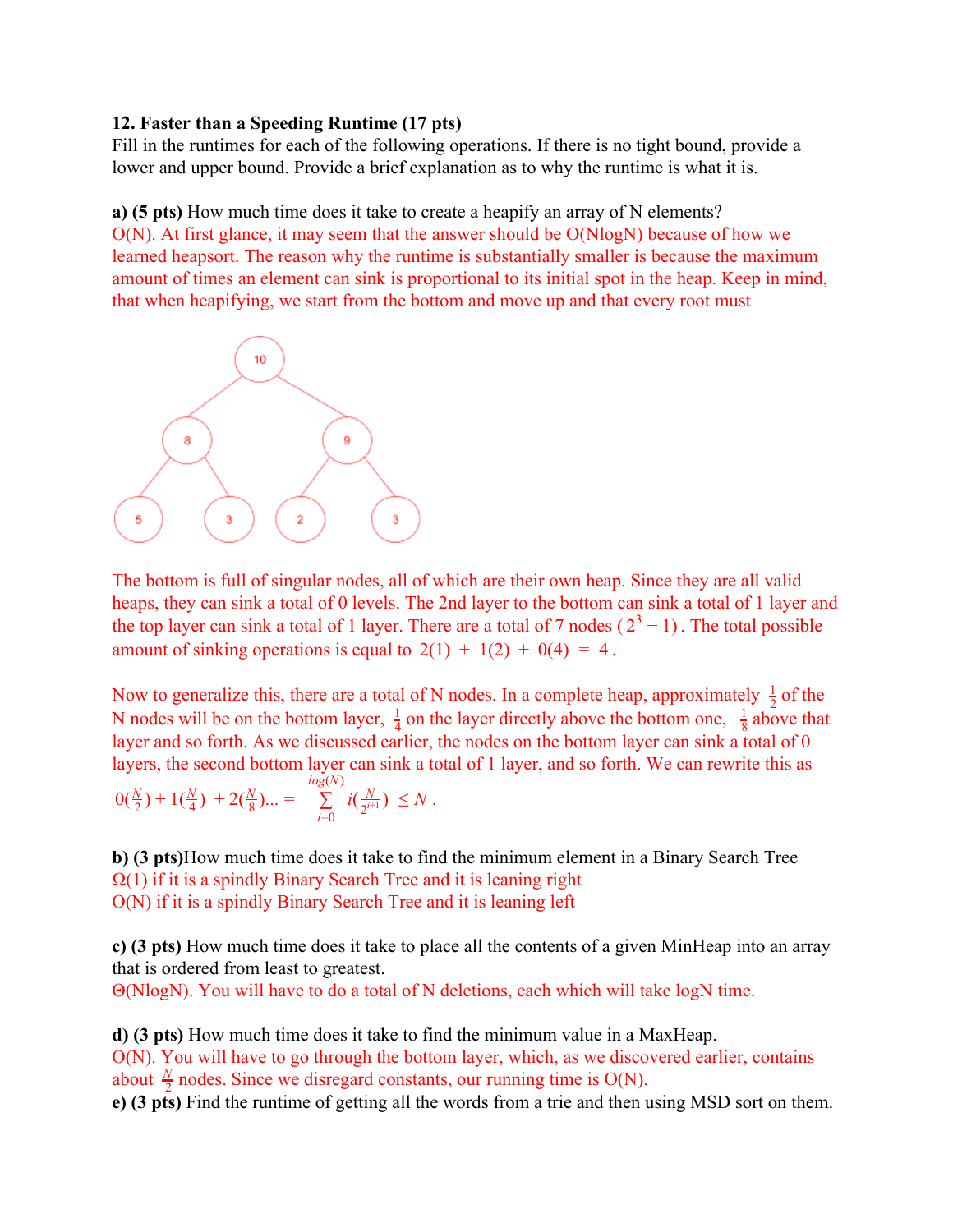**12. Faster than a Speeding Runtime (17 pts)**

Fill in the runtimes for each of the following operations. If there is no tight bound, provide a lower and upper bound. Provide a brief explanation as to why the runtime is what it is.

**a) (5 pts)** How much time does it take to create a heapify an array of N elements?

O(N). At first glance, it may seem that the answer should be O(NlogN) because of how we learned heapsort. The reason why the runtime is substantially smaller is because the maximum amount of times an element can sink is proportional to its initial spot in the heap. Keep in mind, that when heapifying, we start from the bottom and move up and that every root must

The bottom is full of singular nodes, all of which are their own heap. Since they are all valid heaps, they can sink a total of 0 levels. The 2nd layer to the bottom can sink a total of 1 layer and the top layer can sink a total of 1 layer. There are a total of 7 nodes ( $2^3 - 1$ ). The total possible amount of sinking operations is equal to $2(1) + 1(2) + 0(4) = 4$.

Now to generalize this, there are a total of N nodes. In a complete heap, approximately $\frac{1}{2}$ of the N nodes will be on the bottom layer, $\frac{1}{4}$ on the layer directly above the bottom one, $\frac{1}{8}$ above that layer and so forth. As we discussed earlier, the nodes on the bottom layer can sink a total of 0 layers, the second bottom layer can sink a total of 1 layer, and so forth. We can rewrite this as $0(\frac{N}{2}) + 1(\frac{N}{4}) + 2(\frac{N}{8})... = \sum_{i=0}^{log(N)} i(\frac{N}{2^{i+1}}) \leq N$.

**b) (3 pts)** How much time does it take to find the minimum element in a Binary Search Tree

$\Omega(1)$ if it is a spindly Binary Search Tree and it is leaning right

O(N) if it is a spindly Binary Search Tree and it is leaning left

**c) (3 pts)** How much time does it take to place all the contents of a given MinHeap into an array that is ordered from least to greatest.

$\Theta$(NlogN). You will have to do a total of N deletions, each which will take logN time.

**d) (3 pts)** How much time does it take to find the minimum value in a MaxHeap.

O(N). You will have to go through the bottom layer, which, as we discovered earlier, contains about $\frac{N}{2}$ nodes. Since we disregard constants, our running time is O(N).

**e) (3 pts)** Find the runtime of getting all the words from a trie and then using MSD sort on them.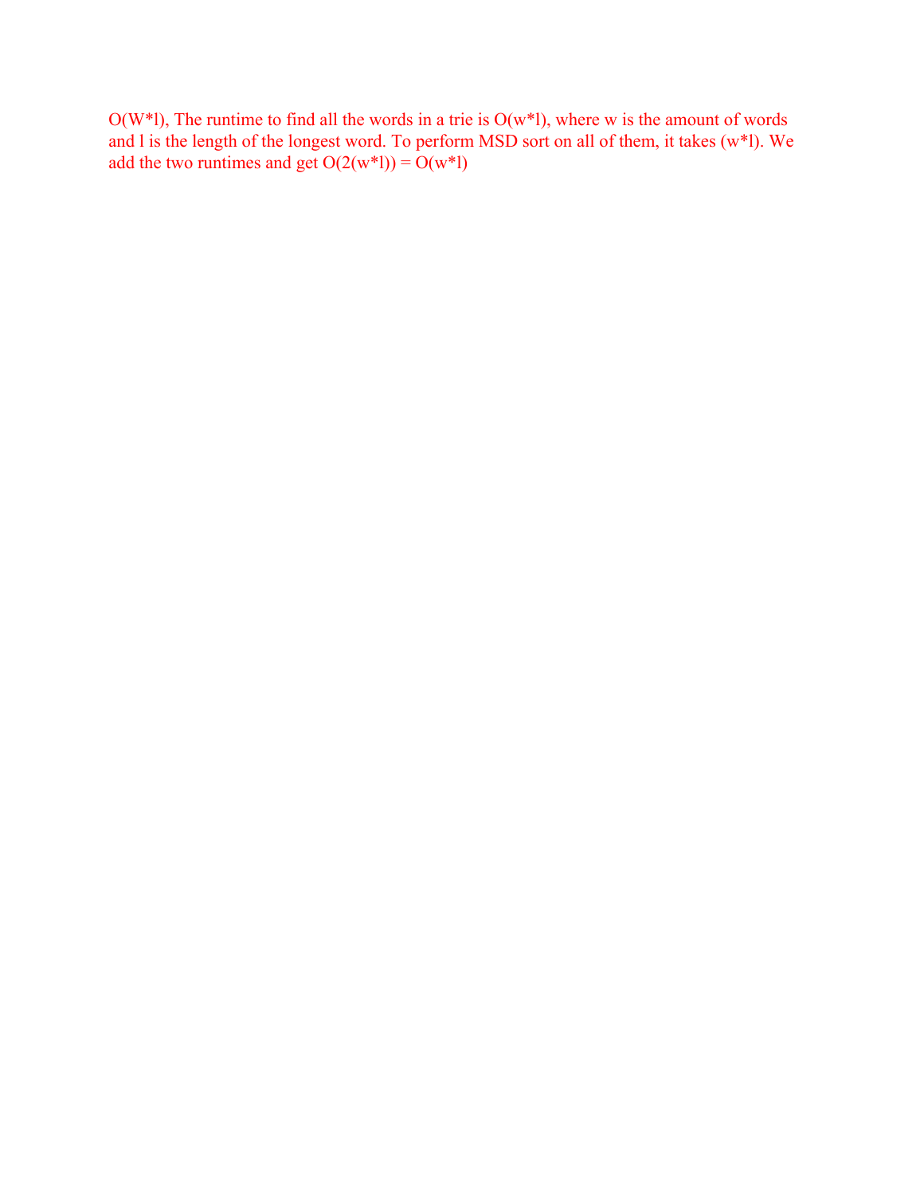O($W*l$), The runtime to find all the words in a trie is O($w*l$), where w is the amount of words and l is the length of the longest word. To perform MSD sort on all of them, it takes ($w*l$). We add the two runtimes and get O($2(w*l)$) = O($w*l$)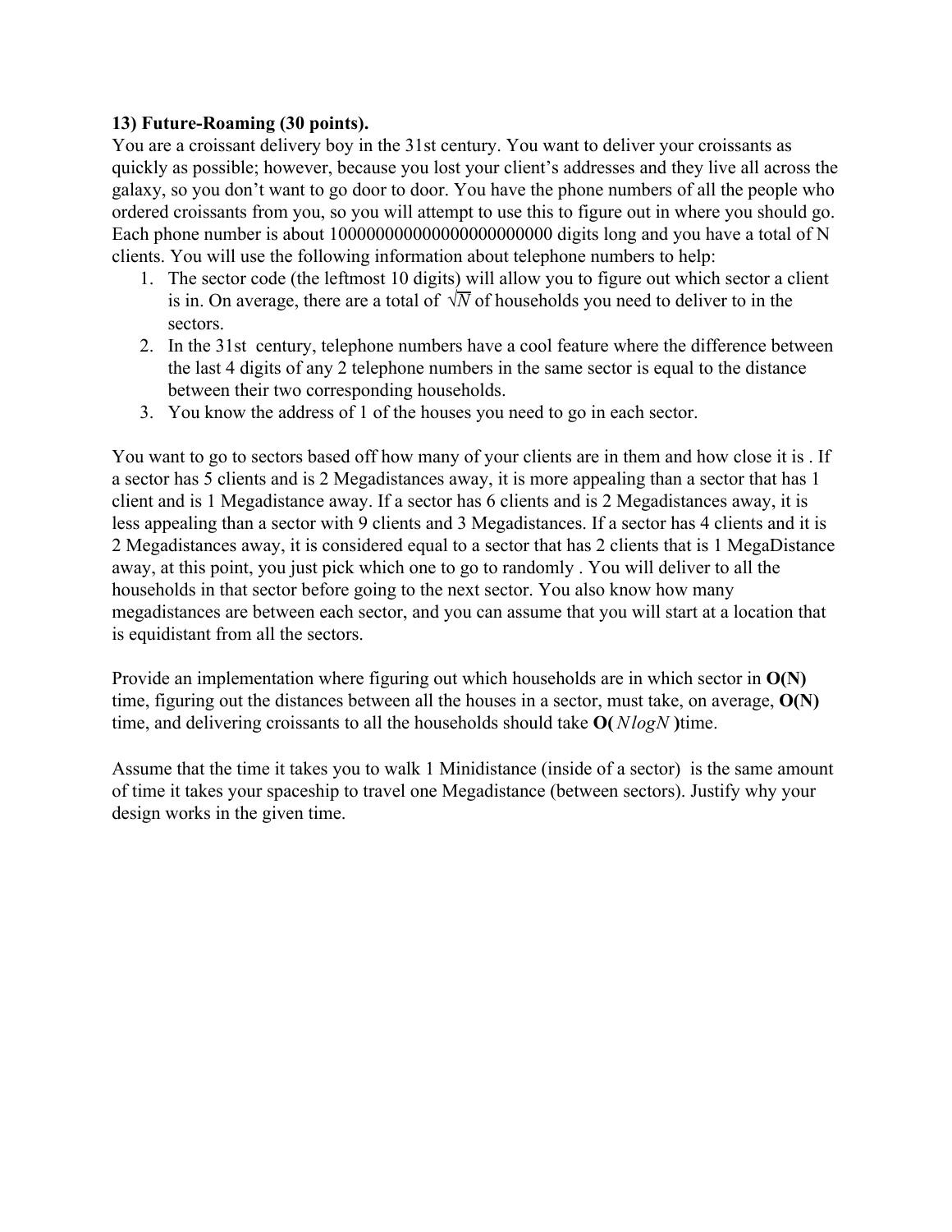**13) Future-Roaming (30 points).**

You are a croissant delivery boy in the 31st century. You want to deliver your croissants as quickly as possible; however, because you lost your client's addresses and they live all across the galaxy, so you don't want to go door to door. You have the phone numbers of all the people who ordered croissants from you, so you will attempt to use this to figure out in where you should go. Each phone number is about 100000000000000000000000 digits long and you have a total of N clients. You will use the following information about telephone numbers to help:

1. The sector code (the leftmost 10 digits) will allow you to figure out which sector a client is in. On average, there are a total of $\sqrt{N}$ of households you need to deliver to in the sectors.
2. In the 31st century, telephone numbers have a cool feature where the difference between the last 4 digits of any 2 telephone numbers in the same sector is equal to the distance between their two corresponding households.
3. You know the address of 1 of the houses you need to go in each sector.

You want to go to sectors based off how many of your clients are in them and how close it is . If a sector has 5 clients and is 2 Megadistances away, it is more appealing than a sector that has 1 client and is 1 Megadistance away. If a sector has 6 clients and is 2 Megadistances away, it is less appealing than a sector with 9 clients and 3 Megadistances. If a sector has 4 clients and it is 2 Megadistances away, it is considered equal to a sector that has 2 clients that is 1 MegaDistance away, at this point, you just pick which one to go to randomly . You will deliver to all the households in that sector before going to the next sector. You also know how many megadistances are between each sector, and you can assume that you will start at a location that is equidistant from all the sectors.

Provide an implementation where figuring out which households are in which sector in **O(N)** time, figuring out the distances between all the houses in a sector, must take, on average, **O(N)** time, and delivering croissants to all the households should take **O(** $N \log N$ **)**time.

Assume that the time it takes you to walk 1 Minidistance (inside of a sector) is the same amount of time it takes your spaceship to travel one Megadistance (between sectors). Justify why your design works in the given time.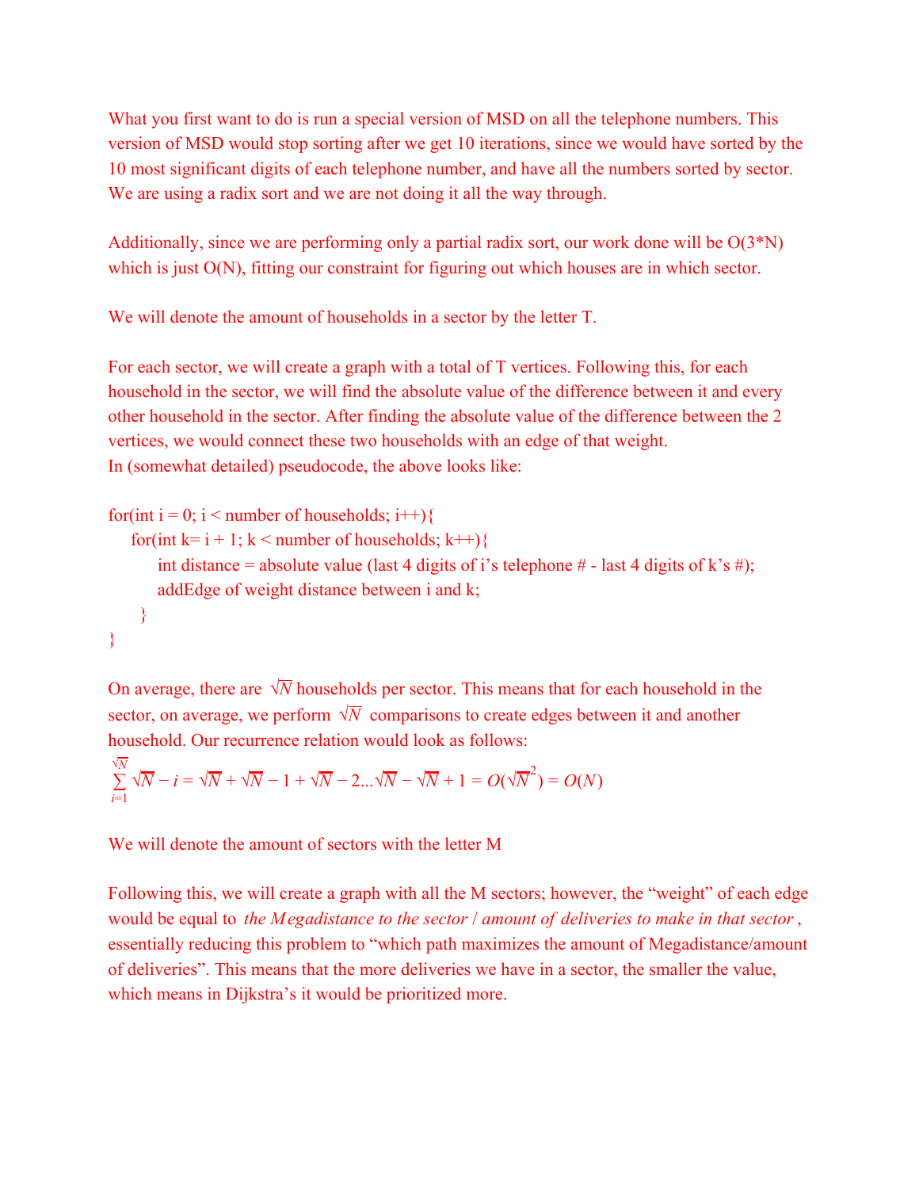What you first want to do is run a special version of MSD on all the telephone numbers. This version of MSD would stop sorting after we get 10 iterations, since we would have sorted by the 10 most significant digits of each telephone number, and have all the numbers sorted by sector. We are using a radix sort and we are not doing it all the way through.

Additionally, since we are performing only a partial radix sort, our work done will be O(3*N) which is just O(N), fitting our constraint for figuring out which houses are in which sector.

We will denote the amount of households in a sector by the letter T.

For each sector, we will create a graph with a total of T vertices. Following this, for each household in the sector, we will find the absolute value of the difference between it and every other household in the sector. After finding the absolute value of the difference between the 2 vertices, we would connect these two households with an edge of that weight.
In (somewhat detailed) pseudocode, the above looks like:

```
for(int i = 0; i < number of households; i++){
    for(int k= i + 1; k < number of households; k++){
        int distance = absolute value (last 4 digits of i's telephone # - last 4 digits of k's #);
        addEdge of weight distance between i and k;
    }
}
```

On average, there are $\sqrt{N}$ households per sector. This means that for each household in the sector, on average, we perform $\sqrt{N}$ comparisons to create edges between it and another household. Our recurrence relation would look as follows:

$$\sum_{i=1}^{\sqrt{N}} \sqrt{N} - i = \sqrt{N} + \sqrt{N} - 1 + \sqrt{N} - 2 \ldots \sqrt{N} - \sqrt{N} + 1 = O(\sqrt{N}^2) = O(N)$$

We will denote the amount of sectors with the letter M

Following this, we will create a graph with all the M sectors; however, the "weight" of each edge would be equal to *the Megadistance to the sector / amount of deliveries to make in that sector*, essentially reducing this problem to "which path maximizes the amount of Megadistance/amount of deliveries". This means that the more deliveries we have in a sector, the smaller the value, which means in Dijkstra's it would be prioritized more.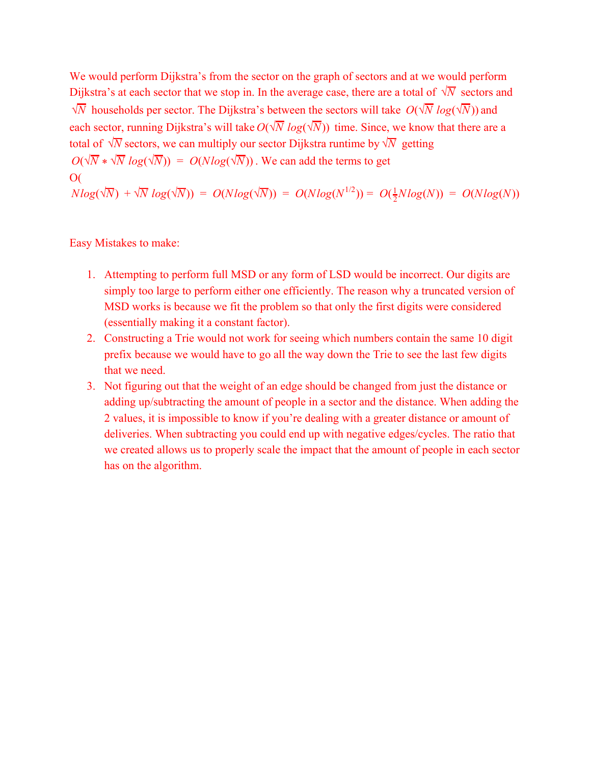We would perform Dijkstra's from the sector on the graph of sectors and at we would perform Dijkstra's at each sector that we stop in. In the average case, there are a total of $\sqrt{N}$ sectors and $\sqrt{N}$ households per sector. The Dijkstra's between the sectors will take $O(\sqrt{N}\ log(\sqrt{N}))$ and each sector, running Dijkstra's will take $O(\sqrt{N}\ log(\sqrt{N}))$ time. Since, we know that there are a total of $\sqrt{N}$ sectors, we can multiply our sector Dijkstra runtime by $\sqrt{N}$ getting $O(\sqrt{N} * \sqrt{N}\ log(\sqrt{N})) = O(Nlog(\sqrt{N}))$. We can add the terms to get O(
$Nlog(\sqrt{N}) + \sqrt{N}\ log(\sqrt{N})) = O(Nlog(\sqrt{N})) = O(Nlog(N^{1/2})) = O(\frac{1}{2}Nlog(N)) = O(Nlog(N))$

Easy Mistakes to make:

1. Attempting to perform full MSD or any form of LSD would be incorrect. Our digits are simply too large to perform either one efficiently. The reason why a truncated version of MSD works is because we fit the problem so that only the first digits were considered (essentially making it a constant factor).
2. Constructing a Trie would not work for seeing which numbers contain the same 10 digit prefix because we would have to go all the way down the Trie to see the last few digits that we need.
3. Not figuring out that the weight of an edge should be changed from just the distance or adding up/subtracting the amount of people in a sector and the distance. When adding the 2 values, it is impossible to know if you're dealing with a greater distance or amount of deliveries. When subtracting you could end up with negative edges/cycles. The ratio that we created allows us to properly scale the impact that the amount of people in each sector has on the algorithm.